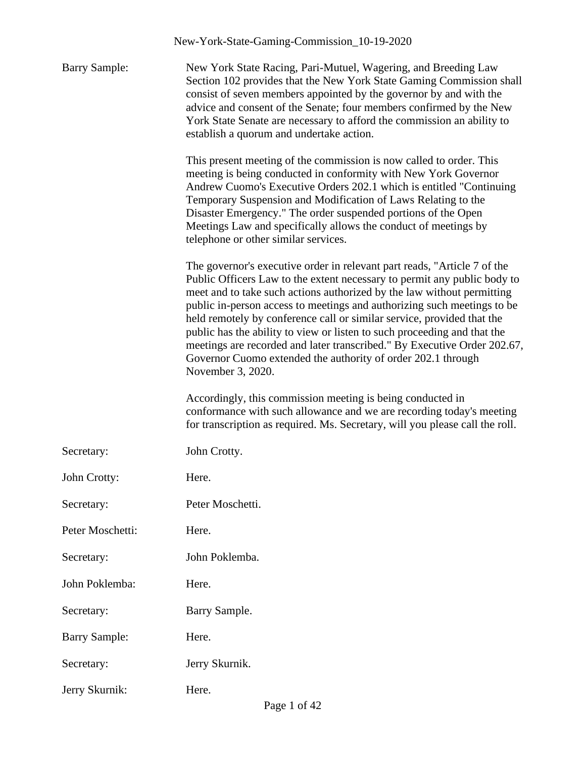Barry Sample: New York State Racing, Pari-Mutuel, Wagering, and Breeding Law Section 102 provides that the New York State Gaming Commission shall consist of seven members appointed by the governor by and with the advice and consent of the Senate; four members confirmed by the New York State Senate are necessary to afford the commission an ability to establish a quorum and undertake action.

This present meeting of the commission is now called to order. This meeting is being conducted in conformity with New York Governor Andrew Cuomo's Executive Orders 202.1 which is entitled "Continuing Temporary Suspension and Modification of Laws Relating to the Disaster Emergency." The order suspended portions of the Open Meetings Law and specifically allows the conduct of meetings by telephone or other similar services.

The governor's executive order in relevant part reads, "Article 7 of the Public Officers Law to the extent necessary to permit any public body to meet and to take such actions authorized by the law without permitting public in-person access to meetings and authorizing such meetings to be held remotely by conference call or similar service, provided that the public has the ability to view or listen to such proceeding and that the meetings are recorded and later transcribed." By Executive Order 202.67, Governor Cuomo extended the authority of order 202.1 through November 3, 2020.

Accordingly, this commission meeting is being conducted in conformance with such allowance and we are recording today's meeting for transcription as required. Ms. Secretary, will you please call the roll.

Secretary: John Crotty.

John Crotty: Here.

Secretary: Peter Moschetti.

Peter Moschetti: Here.

Secretary: John Poklemba.

John Poklemba: Here.

Secretary: Barry Sample.

Barry Sample: Here.

Secretary: Jerry Skurnik.

Jerry Skurnik: Here.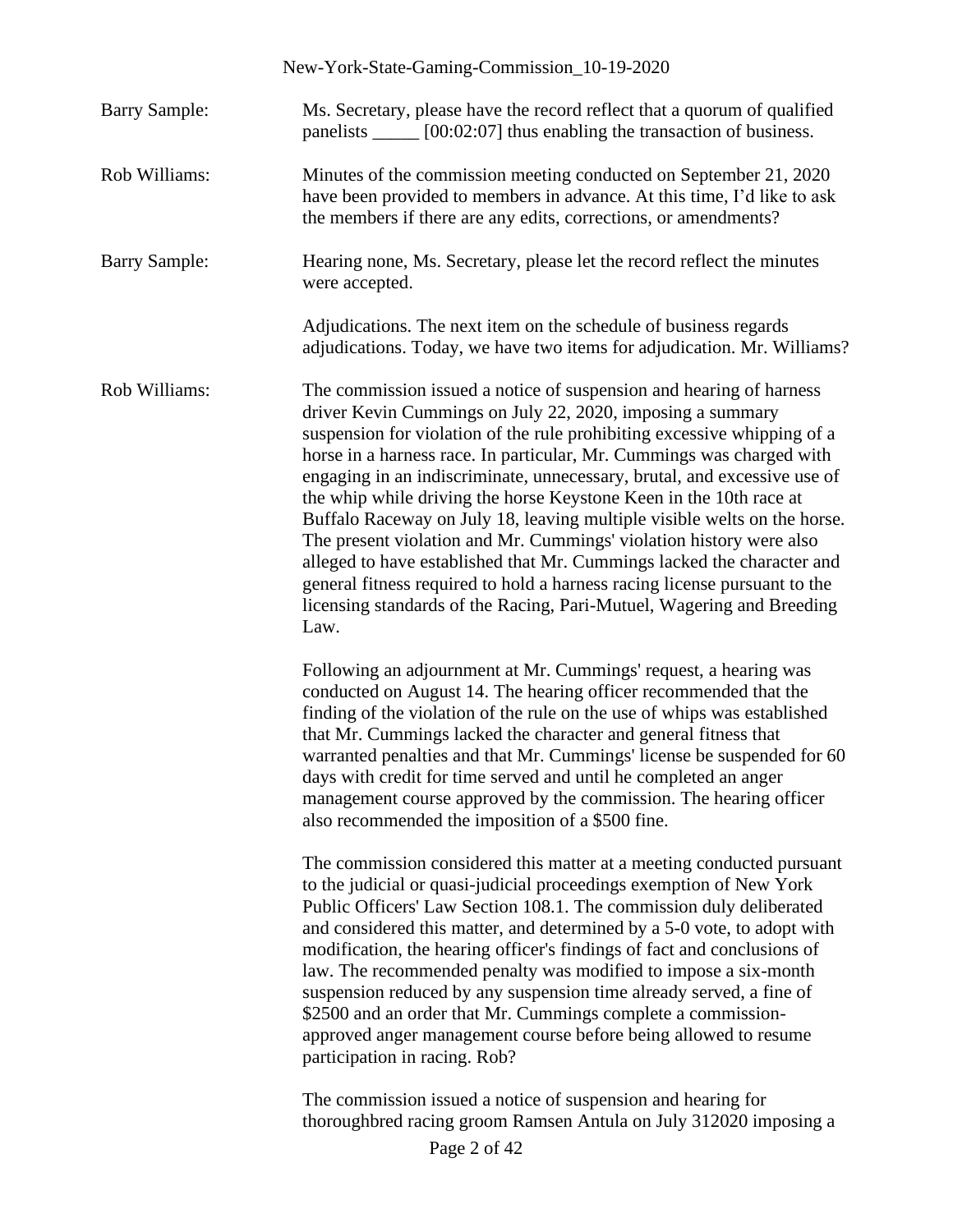Barry Sample: Ms. Secretary, please have the record reflect that a quorum of qualified panelists _____ [00:02:07] thus enabling the transaction of business.

Rob Williams: Minutes of the commission meeting conducted on September 21, 2020 have been provided to members in advance. At this time, I'd like to ask the members if there are any edits, corrections, or amendments?

Barry Sample: Hearing none, Ms. Secretary, please let the record reflect the minutes were accepted.

Adjudications. The next item on the schedule of business regards adjudications. Today, we have two items for adjudication. Mr. Williams?

Rob Williams: The commission issued a notice of suspension and hearing of harness driver Kevin Cummings on July 22, 2020, imposing a summary suspension for violation of the rule prohibiting excessive whipping of a horse in a harness race. In particular, Mr. Cummings was charged with engaging in an indiscriminate, unnecessary, brutal, and excessive use of the whip while driving the horse Keystone Keen in the 10th race at Buffalo Raceway on July 18, leaving multiple visible welts on the horse. The present violation and Mr. Cummings' violation history were also alleged to have established that Mr. Cummings lacked the character and general fitness required to hold a harness racing license pursuant to the licensing standards of the Racing, Pari-Mutuel, Wagering and Breeding Law.

Following an adjournment at Mr. Cummings' request, a hearing was conducted on August 14. The hearing officer recommended that the finding of the violation of the rule on the use of whips was established that Mr. Cummings lacked the character and general fitness that warranted penalties and that Mr. Cummings' license be suspended for 60 days with credit for time served and until he completed an anger management course approved by the commission. The hearing officer also recommended the imposition of a $500 fine.

The commission considered this matter at a meeting conducted pursuant to the judicial or quasi-judicial proceedings exemption of New York Public Officers' Law Section 108.1. The commission duly deliberated and considered this matter, and determined by a 5-0 vote, to adopt with modification, the hearing officer's findings of fact and conclusions of law. The recommended penalty was modified to impose a six-month suspension reduced by any suspension time already served, a fine of $2500 and an order that Mr. Cummings complete a commission-approved anger management course before being allowed to resume participation in racing. Rob?

The commission issued a notice of suspension and hearing for thoroughbred racing groom Ramsen Antula on July 312020 imposing a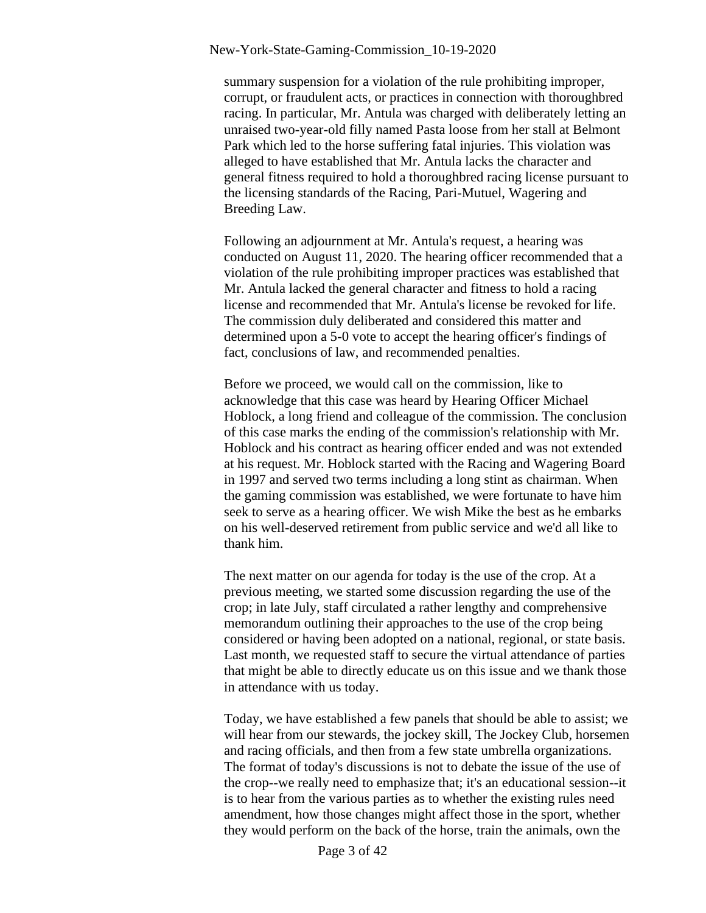summary suspension for a violation of the rule prohibiting improper, corrupt, or fraudulent acts, or practices in connection with thoroughbred racing. In particular, Mr. Antula was charged with deliberately letting an unraised two-year-old filly named Pasta loose from her stall at Belmont Park which led to the horse suffering fatal injuries. This violation was alleged to have established that Mr. Antula lacks the character and general fitness required to hold a thoroughbred racing license pursuant to the licensing standards of the Racing, Pari-Mutuel, Wagering and Breeding Law.

Following an adjournment at Mr. Antula's request, a hearing was conducted on August 11, 2020. The hearing officer recommended that a violation of the rule prohibiting improper practices was established that Mr. Antula lacked the general character and fitness to hold a racing license and recommended that Mr. Antula's license be revoked for life. The commission duly deliberated and considered this matter and determined upon a 5-0 vote to accept the hearing officer's findings of fact, conclusions of law, and recommended penalties.

Before we proceed, we would call on the commission, like to acknowledge that this case was heard by Hearing Officer Michael Hoblock, a long friend and colleague of the commission. The conclusion of this case marks the ending of the commission's relationship with Mr. Hoblock and his contract as hearing officer ended and was not extended at his request. Mr. Hoblock started with the Racing and Wagering Board in 1997 and served two terms including a long stint as chairman. When the gaming commission was established, we were fortunate to have him seek to serve as a hearing officer. We wish Mike the best as he embarks on his well-deserved retirement from public service and we'd all like to thank him.

The next matter on our agenda for today is the use of the crop. At a previous meeting, we started some discussion regarding the use of the crop; in late July, staff circulated a rather lengthy and comprehensive memorandum outlining their approaches to the use of the crop being considered or having been adopted on a national, regional, or state basis. Last month, we requested staff to secure the virtual attendance of parties that might be able to directly educate us on this issue and we thank those in attendance with us today.

Today, we have established a few panels that should be able to assist; we will hear from our stewards, the jockey skill, The Jockey Club, horsemen and racing officials, and then from a few state umbrella organizations. The format of today's discussions is not to debate the issue of the use of the crop--we really need to emphasize that; it's an educational session--it is to hear from the various parties as to whether the existing rules need amendment, how those changes might affect those in the sport, whether they would perform on the back of the horse, train the animals, own the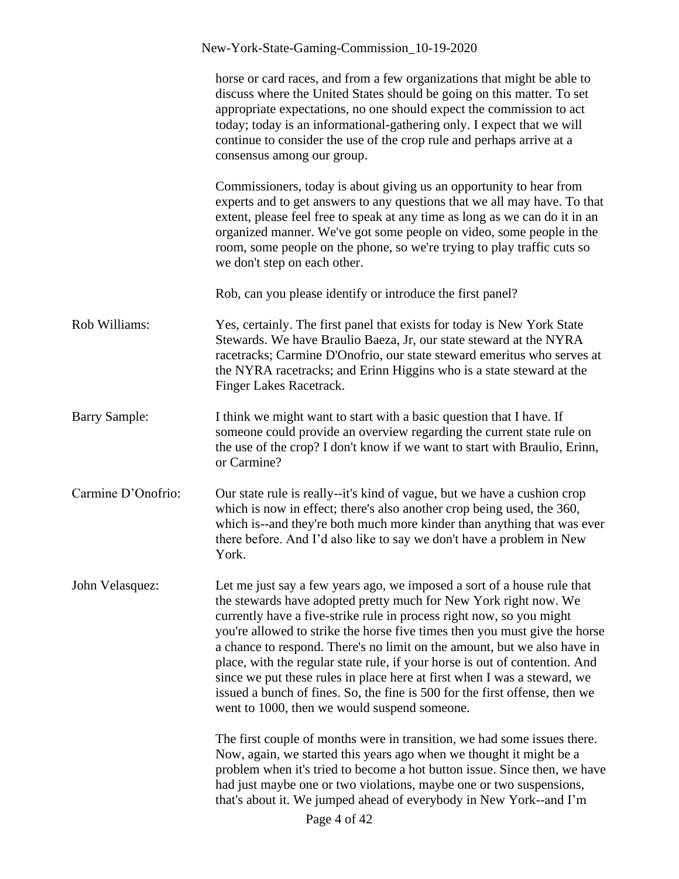horse or card races, and from a few organizations that might be able to discuss where the United States should be going on this matter. To set appropriate expectations, no one should expect the commission to act today; today is an informational-gathering only. I expect that we will continue to consider the use of the crop rule and perhaps arrive at a consensus among our group.

Commissioners, today is about giving us an opportunity to hear from experts and to get answers to any questions that we all may have. To that extent, please feel free to speak at any time as long as we can do it in an organized manner. We've got some people on video, some people in the room, some people on the phone, so we're trying to play traffic cuts so we don't step on each other.

Rob, can you please identify or introduce the first panel?

**Rob Williams:** Yes, certainly. The first panel that exists for today is New York State Stewards. We have Braulio Baeza, Jr, our state steward at the NYRA racetracks; Carmine D'Onofrio, our state steward emeritus who serves at the NYRA racetracks; and Erinn Higgins who is a state steward at the Finger Lakes Racetrack.

**Barry Sample:** I think we might want to start with a basic question that I have. If someone could provide an overview regarding the current state rule on the use of the crop? I don't know if we want to start with Braulio, Erinn, or Carmine?

**Carmine D'Onofrio:** Our state rule is really--it's kind of vague, but we have a cushion crop which is now in effect; there's also another crop being used, the 360, which is--and they're both much more kinder than anything that was ever there before. And I'd also like to say we don't have a problem in New York.

**John Velasquez:** Let me just say a few years ago, we imposed a sort of a house rule that the stewards have adopted pretty much for New York right now. We currently have a five-strike rule in process right now, so you might you're allowed to strike the horse five times then you must give the horse a chance to respond. There's no limit on the amount, but we also have in place, with the regular state rule, if your horse is out of contention. And since we put these rules in place here at first when I was a steward, we issued a bunch of fines. So, the fine is 500 for the first offense, then we went to 1000, then we would suspend someone.

The first couple of months were in transition, we had some issues there. Now, again, we started this years ago when we thought it might be a problem when it's tried to become a hot button issue. Since then, we have had just maybe one or two violations, maybe one or two suspensions, that's about it. We jumped ahead of everybody in New York--and I'm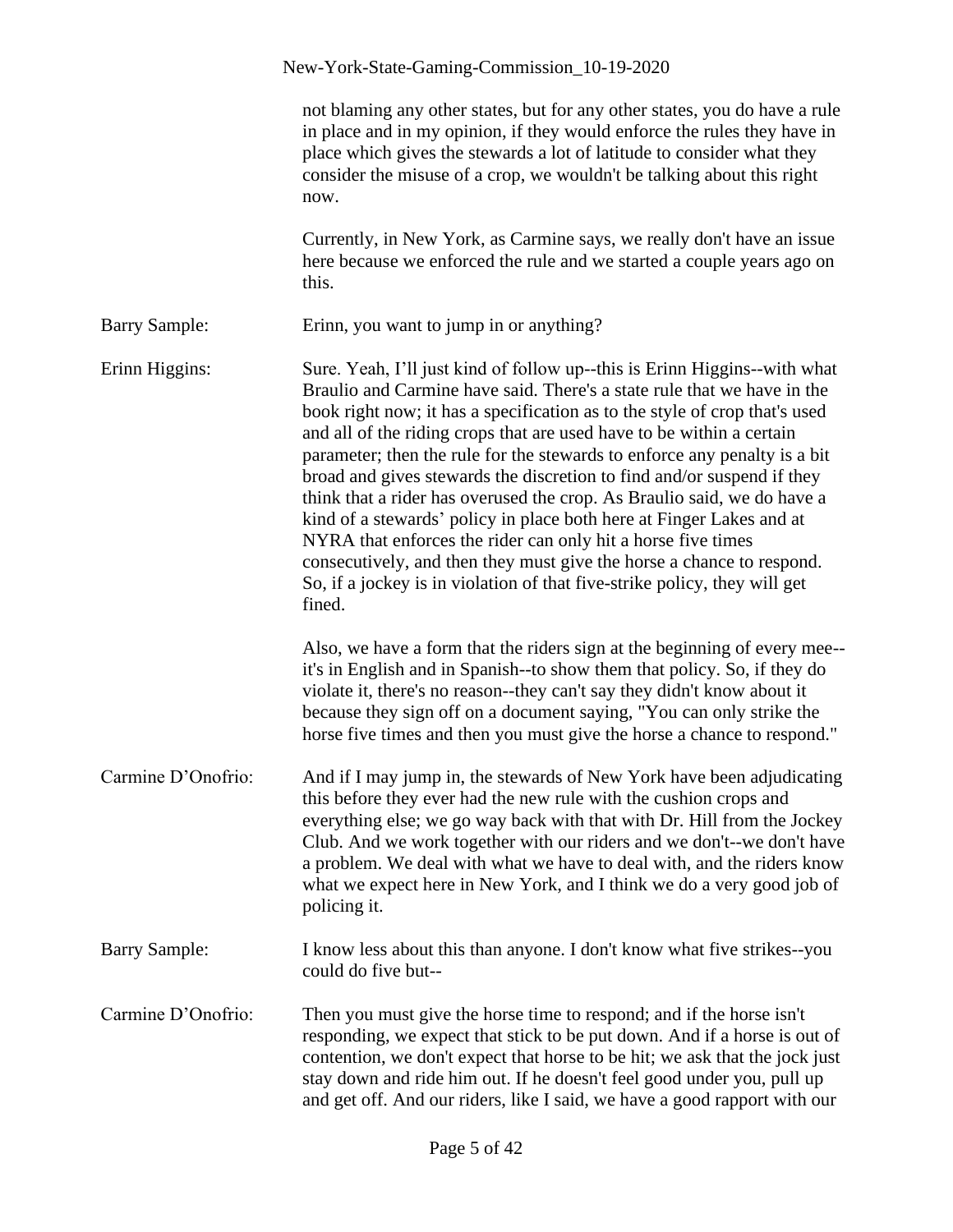not blaming any other states, but for any other states, you do have a rule in place and in my opinion, if they would enforce the rules they have in place which gives the stewards a lot of latitude to consider what they consider the misuse of a crop, we wouldn't be talking about this right now.

Currently, in New York, as Carmine says, we really don't have an issue here because we enforced the rule and we started a couple years ago on this.

**Barry Sample:** Erinn, you want to jump in or anything?

**Erinn Higgins:** Sure. Yeah, I'll just kind of follow up--this is Erinn Higgins--with what Braulio and Carmine have said. There's a state rule that we have in the book right now; it has a specification as to the style of crop that's used and all of the riding crops that are used have to be within a certain parameter; then the rule for the stewards to enforce any penalty is a bit broad and gives stewards the discretion to find and/or suspend if they think that a rider has overused the crop. As Braulio said, we do have a kind of a stewards' policy in place both here at Finger Lakes and at NYRA that enforces the rider can only hit a horse five times consecutively, and then they must give the horse a chance to respond. So, if a jockey is in violation of that five-strike policy, they will get fined.

Also, we have a form that the riders sign at the beginning of every mee--it's in English and in Spanish--to show them that policy. So, if they do violate it, there's no reason--they can't say they didn't know about it because they sign off on a document saying, "You can only strike the horse five times and then you must give the horse a chance to respond."

**Carmine D'Onofrio:** And if I may jump in, the stewards of New York have been adjudicating this before they ever had the new rule with the cushion crops and everything else; we go way back with that with Dr. Hill from the Jockey Club. And we work together with our riders and we don't--we don't have a problem. We deal with what we have to deal with, and the riders know what we expect here in New York, and I think we do a very good job of policing it.

**Barry Sample:** I know less about this than anyone. I don't know what five strikes--you could do five but--

**Carmine D'Onofrio:** Then you must give the horse time to respond; and if the horse isn't responding, we expect that stick to be put down. And if a horse is out of contention, we don't expect that horse to be hit; we ask that the jock just stay down and ride him out. If he doesn't feel good under you, pull up and get off. And our riders, like I said, we have a good rapport with our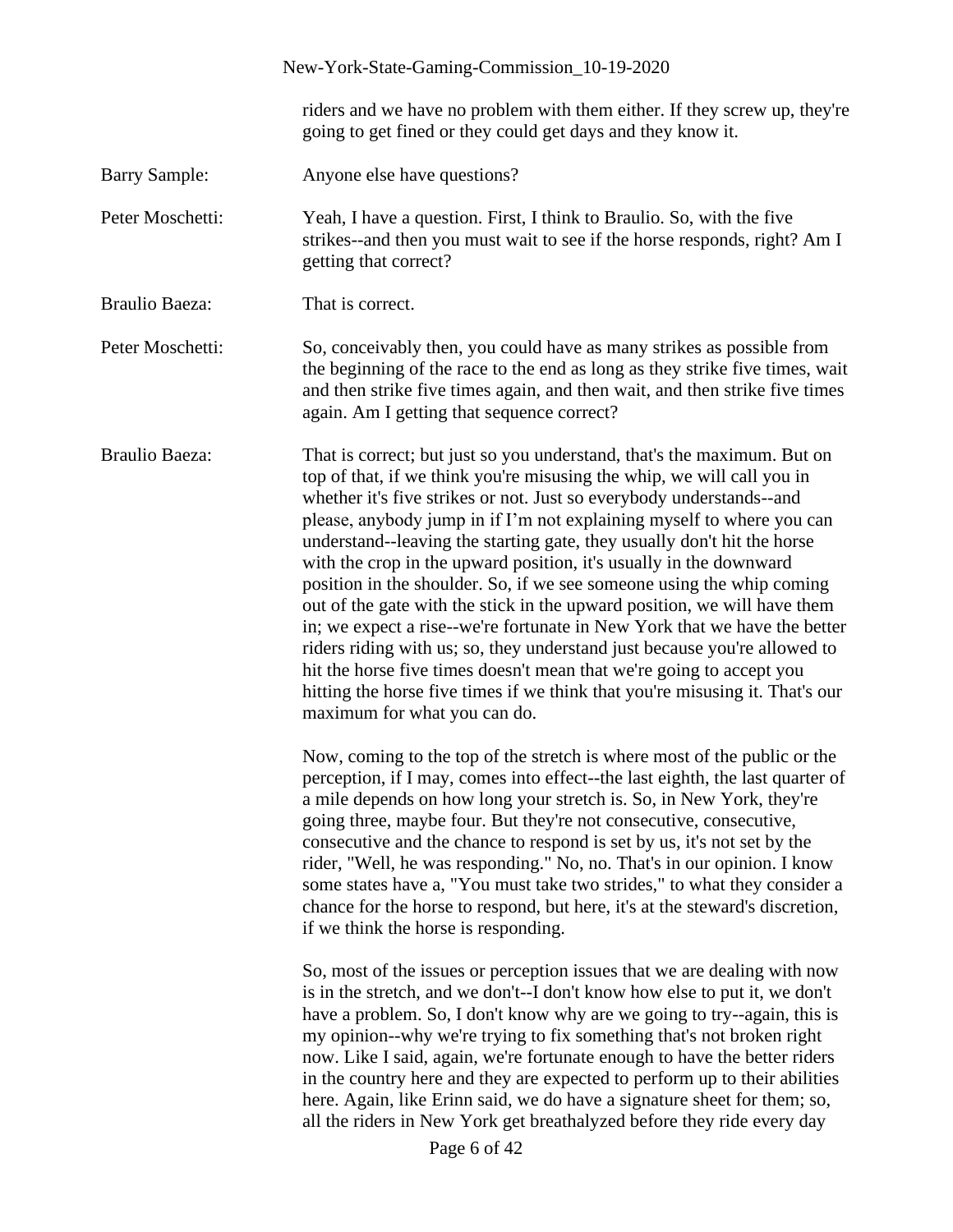riders and we have no problem with them either. If they screw up, they're going to get fined or they could get days and they know it.

Barry Sample: Anyone else have questions?

Peter Moschetti: Yeah, I have a question. First, I think to Braulio. So, with the five strikes--and then you must wait to see if the horse responds, right? Am I getting that correct?

Braulio Baeza: That is correct.

Peter Moschetti: So, conceivably then, you could have as many strikes as possible from the beginning of the race to the end as long as they strike five times, wait and then strike five times again, and then wait, and then strike five times again. Am I getting that sequence correct?

Braulio Baeza: That is correct; but just so you understand, that's the maximum. But on top of that, if we think you're misusing the whip, we will call you in whether it's five strikes or not. Just so everybody understands--and please, anybody jump in if I'm not explaining myself to where you can understand--leaving the starting gate, they usually don't hit the horse with the crop in the upward position, it's usually in the downward position in the shoulder. So, if we see someone using the whip coming out of the gate with the stick in the upward position, we will have them in; we expect a rise--we're fortunate in New York that we have the better riders riding with us; so, they understand just because you're allowed to hit the horse five times doesn't mean that we're going to accept you hitting the horse five times if we think that you're misusing it. That's our maximum for what you can do.

Now, coming to the top of the stretch is where most of the public or the perception, if I may, comes into effect--the last eighth, the last quarter of a mile depends on how long your stretch is. So, in New York, they're going three, maybe four. But they're not consecutive, consecutive, consecutive and the chance to respond is set by us, it's not set by the rider, "Well, he was responding." No, no. That's in our opinion. I know some states have a, "You must take two strides," to what they consider a chance for the horse to respond, but here, it's at the steward's discretion, if we think the horse is responding.

So, most of the issues or perception issues that we are dealing with now is in the stretch, and we don't--I don't know how else to put it, we don't have a problem. So, I don't know why are we going to try--again, this is my opinion--why we're trying to fix something that's not broken right now. Like I said, again, we're fortunate enough to have the better riders in the country here and they are expected to perform up to their abilities here. Again, like Erinn said, we do have a signature sheet for them; so, all the riders in New York get breathalyzed before they ride every day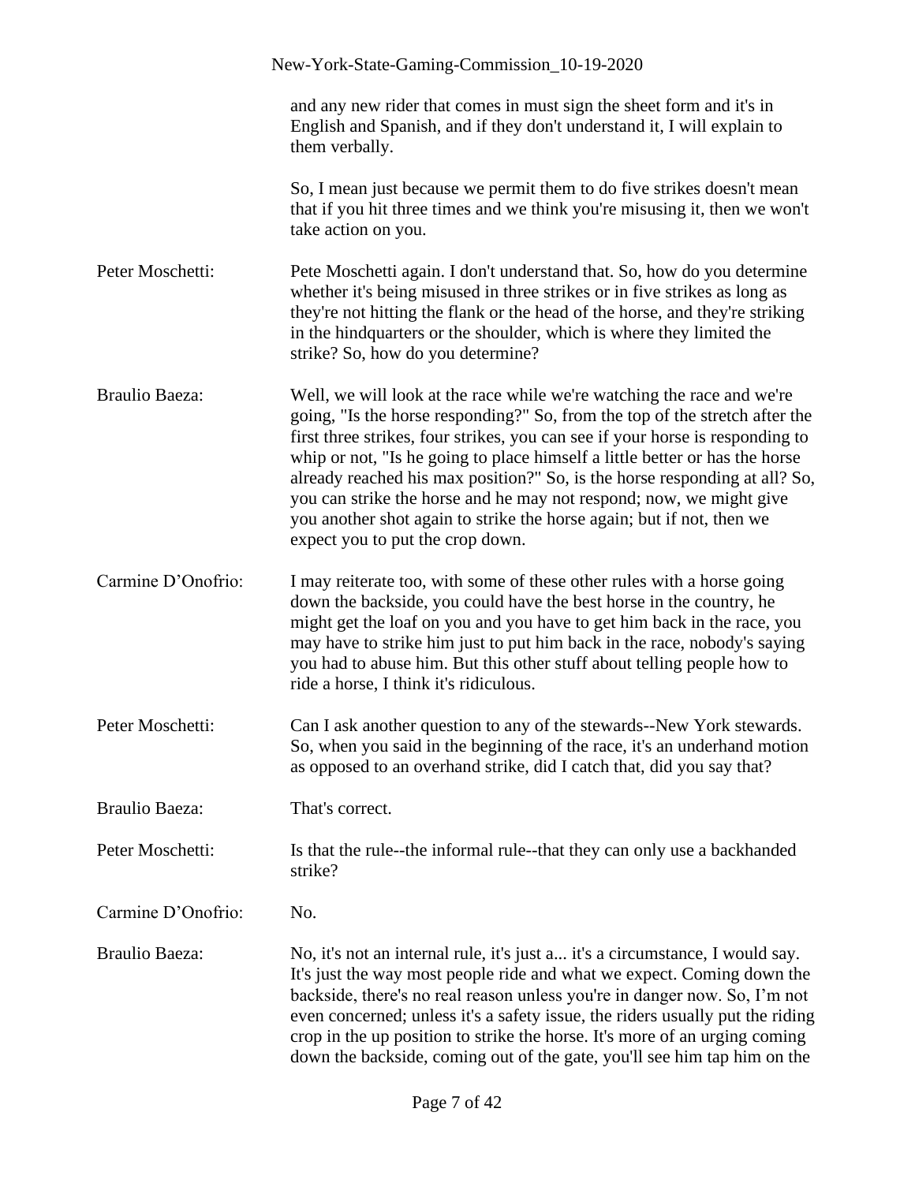and any new rider that comes in must sign the sheet form and it's in English and Spanish, and if they don't understand it, I will explain to them verbally.

So, I mean just because we permit them to do five strikes doesn't mean that if you hit three times and we think you're misusing it, then we won't take action on you.

**Peter Moschetti:** Pete Moschetti again. I don't understand that. So, how do you determine whether it's being misused in three strikes or in five strikes as long as they're not hitting the flank or the head of the horse, and they're striking in the hindquarters or the shoulder, which is where they limited the strike? So, how do you determine?

**Braulio Baeza:** Well, we will look at the race while we're watching the race and we're going, "Is the horse responding?" So, from the top of the stretch after the first three strikes, four strikes, you can see if your horse is responding to whip or not, "Is he going to place himself a little better or has the horse already reached his max position?" So, is the horse responding at all? So, you can strike the horse and he may not respond; now, we might give you another shot again to strike the horse again; but if not, then we expect you to put the crop down.

**Carmine D'Onofrio:** I may reiterate too, with some of these other rules with a horse going down the backside, you could have the best horse in the country, he might get the loaf on you and you have to get him back in the race, you may have to strike him just to put him back in the race, nobody's saying you had to abuse him. But this other stuff about telling people how to ride a horse, I think it's ridiculous.

**Peter Moschetti:** Can I ask another question to any of the stewards--New York stewards. So, when you said in the beginning of the race, it's an underhand motion as opposed to an overhand strike, did I catch that, did you say that?

**Braulio Baeza:** That's correct.

**Peter Moschetti:** Is that the rule--the informal rule--that they can only use a backhanded strike?

**Carmine D'Onofrio:** No.

**Braulio Baeza:** No, it's not an internal rule, it's just a... it's a circumstance, I would say. It's just the way most people ride and what we expect. Coming down the backside, there's no real reason unless you're in danger now. So, I'm not even concerned; unless it's a safety issue, the riders usually put the riding crop in the up position to strike the horse. It's more of an urging coming down the backside, coming out of the gate, you'll see him tap him on the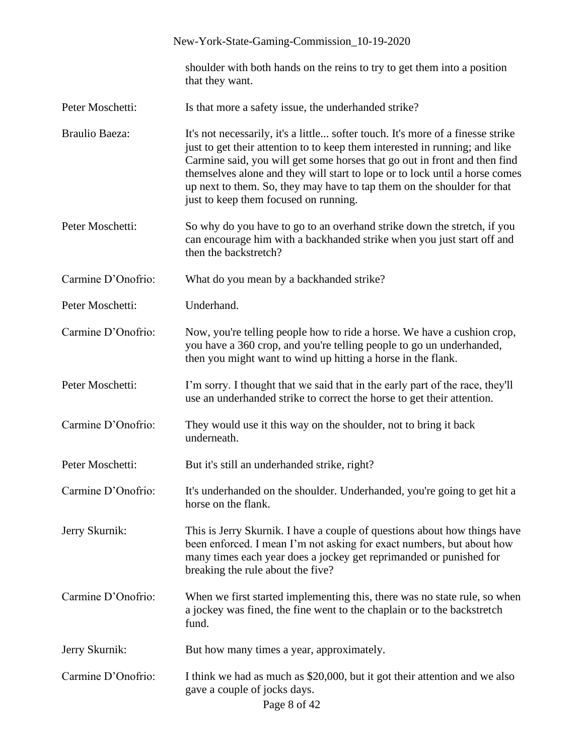shoulder with both hands on the reins to try to get them into a position that they want.

Peter Moschetti: Is that more a safety issue, the underhanded strike?

Braulio Baeza: It's not necessarily, it's a little... softer touch. It's more of a finesse strike just to get their attention to to keep them interested in running; and like Carmine said, you will get some horses that go out in front and then find themselves alone and they will start to lope or to lock until a horse comes up next to them. So, they may have to tap them on the shoulder for that just to keep them focused on running.

Peter Moschetti: So why do you have to go to an overhand strike down the stretch, if you can encourage him with a backhanded strike when you just start off and then the backstretch?

Carmine D'Onofrio: What do you mean by a backhanded strike?

Peter Moschetti: Underhand.

Carmine D'Onofrio: Now, you're telling people how to ride a horse. We have a cushion crop, you have a 360 crop, and you're telling people to go un underhanded, then you might want to wind up hitting a horse in the flank.

Peter Moschetti: I'm sorry. I thought that we said that in the early part of the race, they'll use an underhanded strike to correct the horse to get their attention.

Carmine D'Onofrio: They would use it this way on the shoulder, not to bring it back underneath.

Peter Moschetti: But it's still an underhanded strike, right?

Carmine D'Onofrio: It's underhanded on the shoulder. Underhanded, you're going to get hit a horse on the flank.

Jerry Skurnik: This is Jerry Skurnik. I have a couple of questions about how things have been enforced. I mean I'm not asking for exact numbers, but about how many times each year does a jockey get reprimanded or punished for breaking the rule about the five?

Carmine D'Onofrio: When we first started implementing this, there was no state rule, so when a jockey was fined, the fine went to the chaplain or to the backstretch fund.

Jerry Skurnik: But how many times a year, approximately.

Carmine D'Onofrio: I think we had as much as $20,000, but it got their attention and we also gave a couple of jocks days.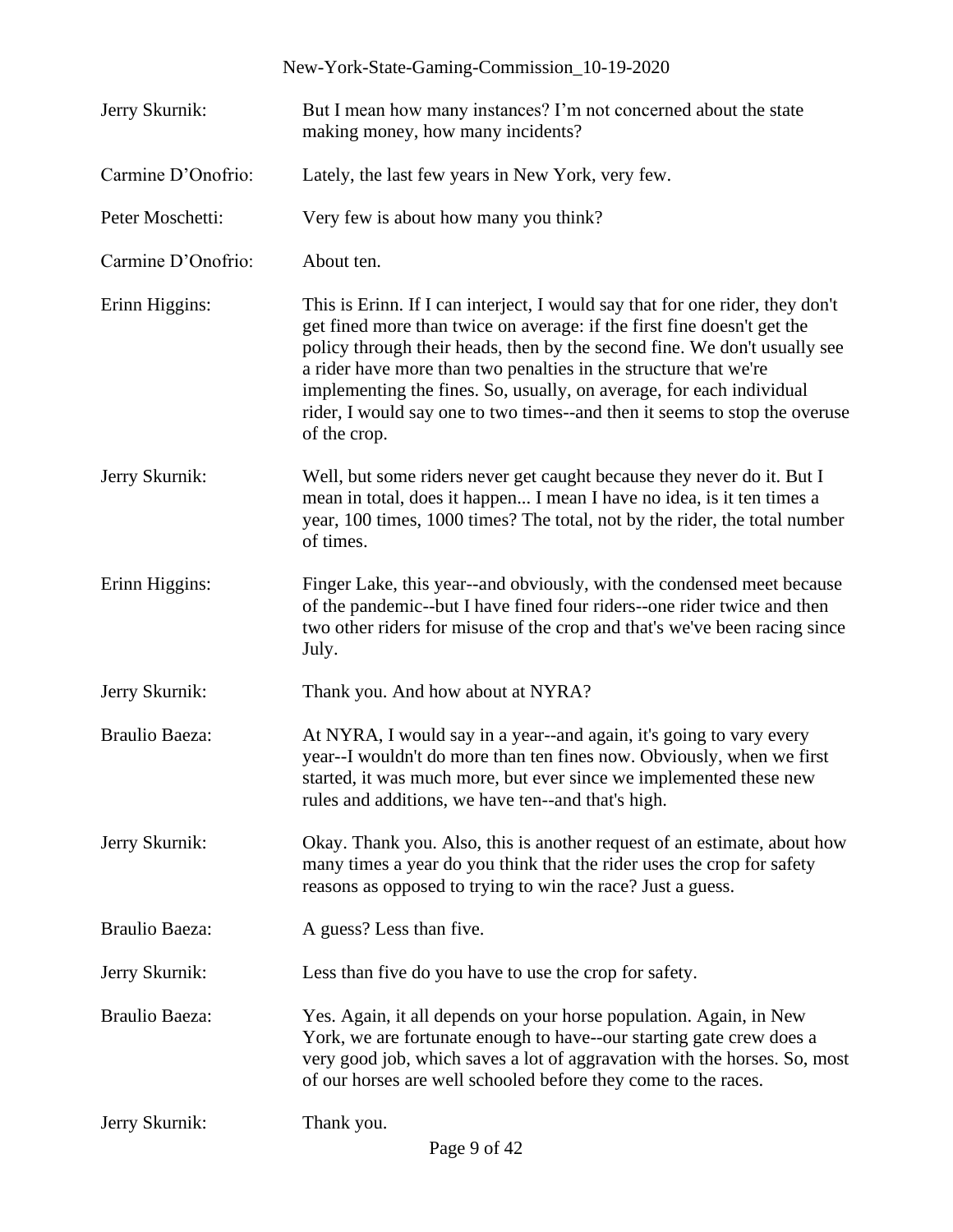**Jerry Skurnik:** But I mean how many instances? I'm not concerned about the state making money, how many incidents?

**Carmine D'Onofrio:** Lately, the last few years in New York, very few.

**Peter Moschetti:** Very few is about how many you think?

**Carmine D'Onofrio:** About ten.

**Erinn Higgins:** This is Erinn. If I can interject, I would say that for one rider, they don't get fined more than twice on average: if the first fine doesn't get the policy through their heads, then by the second fine. We don't usually see a rider have more than two penalties in the structure that we're implementing the fines. So, usually, on average, for each individual rider, I would say one to two times--and then it seems to stop the overuse of the crop.

**Jerry Skurnik:** Well, but some riders never get caught because they never do it. But I mean in total, does it happen... I mean I have no idea, is it ten times a year, 100 times, 1000 times? The total, not by the rider, the total number of times.

**Erinn Higgins:** Finger Lake, this year--and obviously, with the condensed meet because of the pandemic--but I have fined four riders--one rider twice and then two other riders for misuse of the crop and that's we've been racing since July.

**Jerry Skurnik:** Thank you. And how about at NYRA?

**Braulio Baeza:** At NYRA, I would say in a year--and again, it's going to vary every year--I wouldn't do more than ten fines now. Obviously, when we first started, it was much more, but ever since we implemented these new rules and additions, we have ten--and that's high.

**Jerry Skurnik:** Okay. Thank you. Also, this is another request of an estimate, about how many times a year do you think that the rider uses the crop for safety reasons as opposed to trying to win the race? Just a guess.

**Braulio Baeza:** A guess? Less than five.

**Jerry Skurnik:** Less than five do you have to use the crop for safety.

**Braulio Baeza:** Yes. Again, it all depends on your horse population. Again, in New York, we are fortunate enough to have--our starting gate crew does a very good job, which saves a lot of aggravation with the horses. So, most of our horses are well schooled before they come to the races.

**Jerry Skurnik:** Thank you.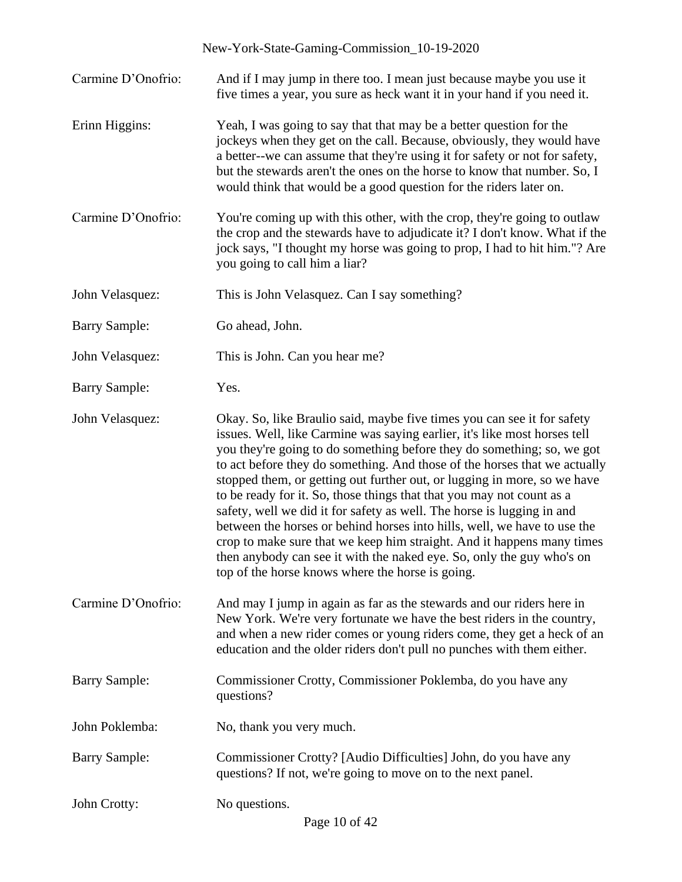Carmine D'Onofrio: And if I may jump in there too. I mean just because maybe you use it five times a year, you sure as heck want it in your hand if you need it.

Erinn Higgins: Yeah, I was going to say that that may be a better question for the jockeys when they get on the call. Because, obviously, they would have a better--we can assume that they're using it for safety or not for safety, but the stewards aren't the ones on the horse to know that number. So, I would think that would be a good question for the riders later on.

Carmine D'Onofrio: You're coming up with this other, with the crop, they're going to outlaw the crop and the stewards have to adjudicate it? I don't know. What if the jock says, "I thought my horse was going to prop, I had to hit him."? Are you going to call him a liar?

John Velasquez: This is John Velasquez. Can I say something?

Barry Sample: Go ahead, John.

John Velasquez: This is John. Can you hear me?

Barry Sample: Yes.

John Velasquez: Okay. So, like Braulio said, maybe five times you can see it for safety issues. Well, like Carmine was saying earlier, it's like most horses tell you they're going to do something before they do something; so, we got to act before they do something. And those of the horses that we actually stopped them, or getting out further out, or lugging in more, so we have to be ready for it. So, those things that that you may not count as a safety, well we did it for safety as well. The horse is lugging in and between the horses or behind horses into hills, well, we have to use the crop to make sure that we keep him straight. And it happens many times then anybody can see it with the naked eye. So, only the guy who's on top of the horse knows where the horse is going.

Carmine D'Onofrio: And may I jump in again as far as the stewards and our riders here in New York. We're very fortunate we have the best riders in the country, and when a new rider comes or young riders come, they get a heck of an education and the older riders don't pull no punches with them either.

Barry Sample: Commissioner Crotty, Commissioner Poklemba, do you have any questions?

John Poklemba: No, thank you very much.

Barry Sample: Commissioner Crotty? [Audio Difficulties] John, do you have any questions? If not, we're going to move on to the next panel.

John Crotty: No questions.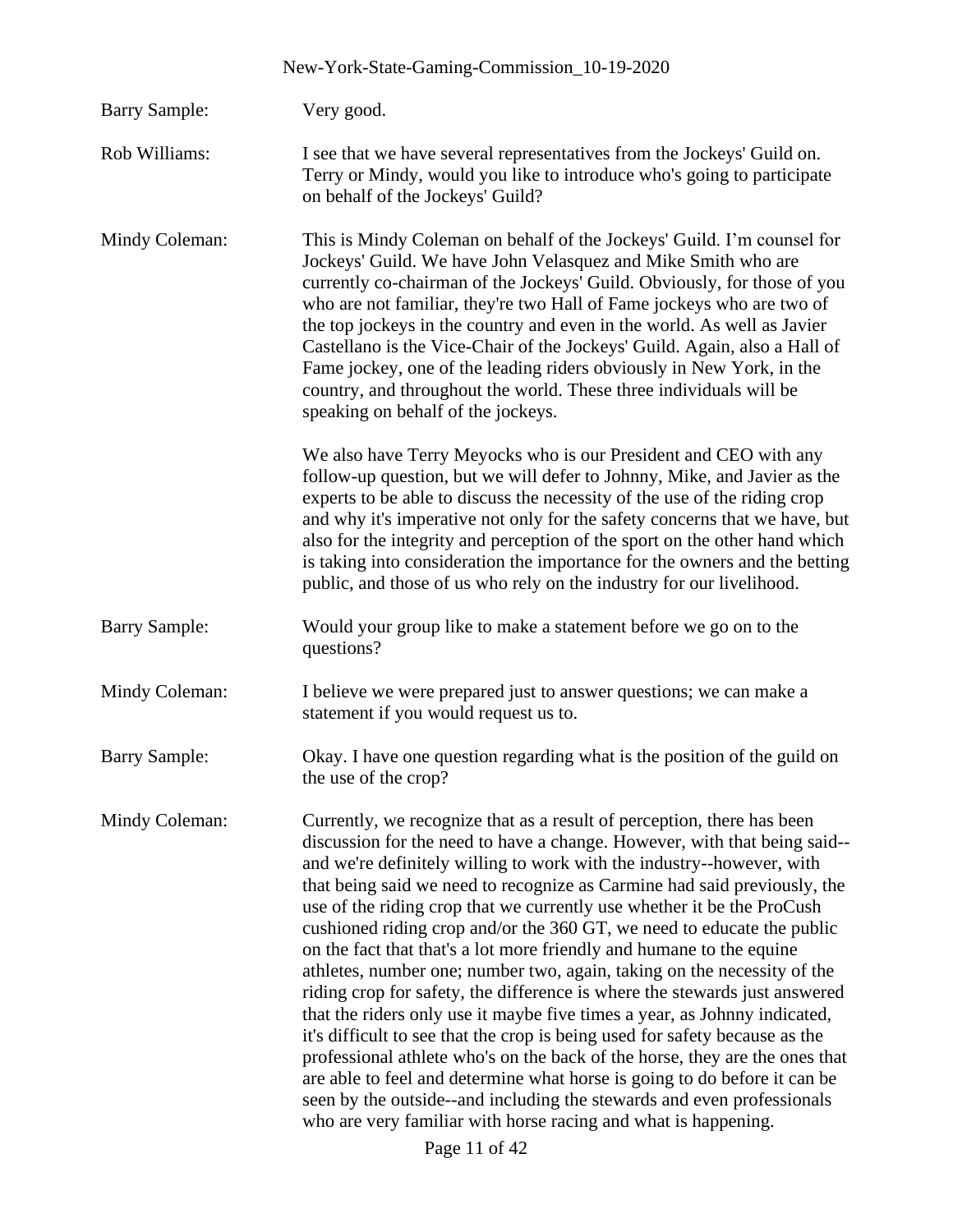**Barry Sample:** Very good.

**Rob Williams:** I see that we have several representatives from the Jockeys' Guild on. Terry or Mindy, would you like to introduce who's going to participate on behalf of the Jockeys' Guild?

**Mindy Coleman:** This is Mindy Coleman on behalf of the Jockeys' Guild. I'm counsel for Jockeys' Guild. We have John Velasquez and Mike Smith who are currently co-chairman of the Jockeys' Guild. Obviously, for those of you who are not familiar, they're two Hall of Fame jockeys who are two of the top jockeys in the country and even in the world. As well as Javier Castellano is the Vice-Chair of the Jockeys' Guild. Again, also a Hall of Fame jockey, one of the leading riders obviously in New York, in the country, and throughout the world. These three individuals will be speaking on behalf of the jockeys.

We also have Terry Meyocks who is our President and CEO with any follow-up question, but we will defer to Johnny, Mike, and Javier as the experts to be able to discuss the necessity of the use of the riding crop and why it's imperative not only for the safety concerns that we have, but also for the integrity and perception of the sport on the other hand which is taking into consideration the importance for the owners and the betting public, and those of us who rely on the industry for our livelihood.

**Barry Sample:** Would your group like to make a statement before we go on to the questions?

**Mindy Coleman:** I believe we were prepared just to answer questions; we can make a statement if you would request us to.

**Barry Sample:** Okay. I have one question regarding what is the position of the guild on the use of the crop?

**Mindy Coleman:** Currently, we recognize that as a result of perception, there has been discussion for the need to have a change. However, with that being said--and we're definitely willing to work with the industry--however, with that being said we need to recognize as Carmine had said previously, the use of the riding crop that we currently use whether it be the ProCush cushioned riding crop and/or the 360 GT, we need to educate the public on the fact that that's a lot more friendly and humane to the equine athletes, number one; number two, again, taking on the necessity of the riding crop for safety, the difference is where the stewards just answered that the riders only use it maybe five times a year, as Johnny indicated, it's difficult to see that the crop is being used for safety because as the professional athlete who's on the back of the horse, they are the ones that are able to feel and determine what horse is going to do before it can be seen by the outside--and including the stewards and even professionals who are very familiar with horse racing and what is happening.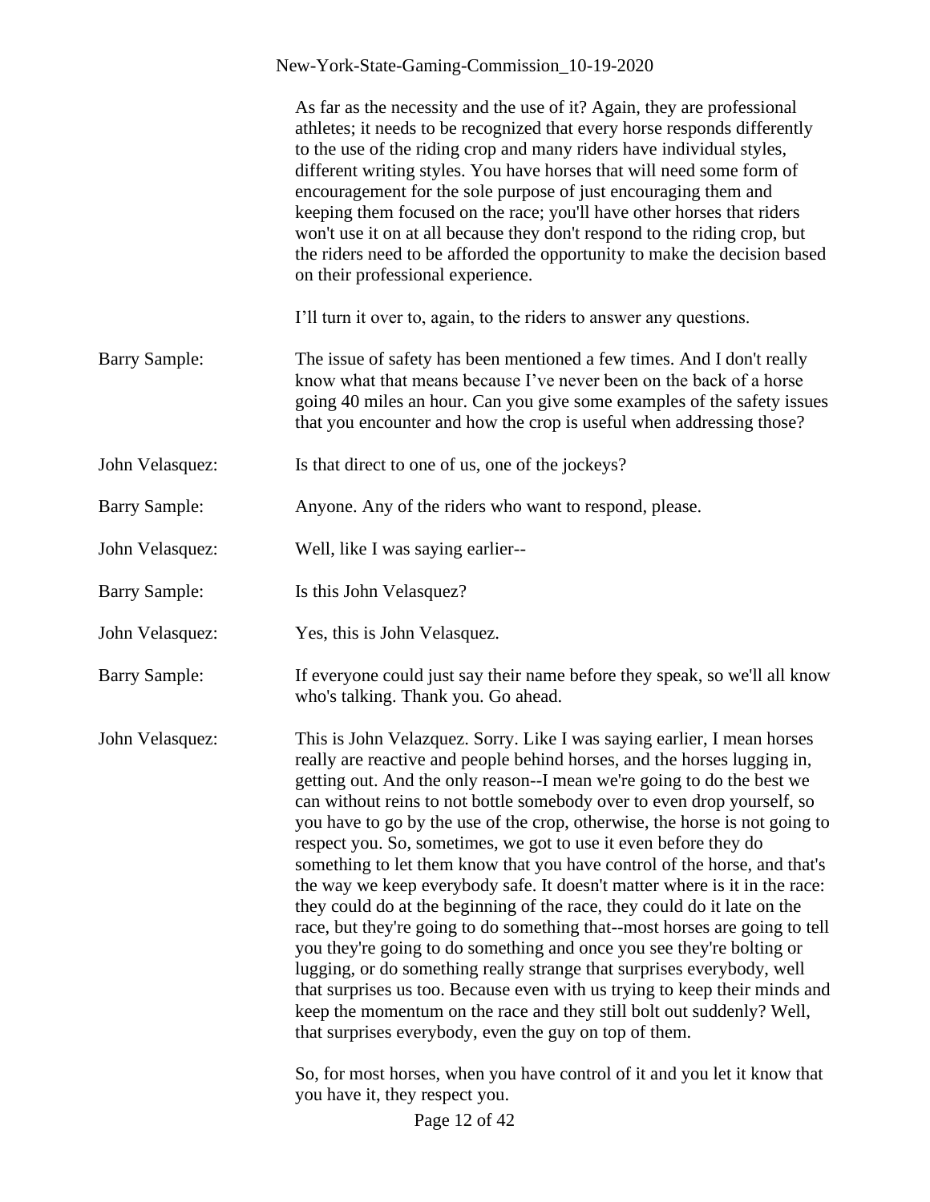As far as the necessity and the use of it? Again, they are professional athletes; it needs to be recognized that every horse responds differently to the use of the riding crop and many riders have individual styles, different writing styles. You have horses that will need some form of encouragement for the sole purpose of just encouraging them and keeping them focused on the race; you'll have other horses that riders won't use it on at all because they don't respond to the riding crop, but the riders need to be afforded the opportunity to make the decision based on their professional experience.

I'll turn it over to, again, to the riders to answer any questions.

Barry Sample: The issue of safety has been mentioned a few times. And I don't really know what that means because I've never been on the back of a horse going 40 miles an hour. Can you give some examples of the safety issues that you encounter and how the crop is useful when addressing those?

John Velasquez: Is that direct to one of us, one of the jockeys?

Barry Sample: Anyone. Any of the riders who want to respond, please.

John Velasquez: Well, like I was saying earlier--

Barry Sample: Is this John Velasquez?

John Velasquez: Yes, this is John Velasquez.

Barry Sample: If everyone could just say their name before they speak, so we'll all know who's talking. Thank you. Go ahead.

John Velasquez: This is John Velazquez. Sorry. Like I was saying earlier, I mean horses really are reactive and people behind horses, and the horses lugging in, getting out. And the only reason--I mean we're going to do the best we can without reins to not bottle somebody over to even drop yourself, so you have to go by the use of the crop, otherwise, the horse is not going to respect you. So, sometimes, we got to use it even before they do something to let them know that you have control of the horse, and that's the way we keep everybody safe. It doesn't matter where is it in the race: they could do at the beginning of the race, they could do it late on the race, but they're going to do something that--most horses are going to tell you they're going to do something and once you see they're bolting or lugging, or do something really strange that surprises everybody, well that surprises us too. Because even with us trying to keep their minds and keep the momentum on the race and they still bolt out suddenly? Well, that surprises everybody, even the guy on top of them.

So, for most horses, when you have control of it and you let it know that you have it, they respect you.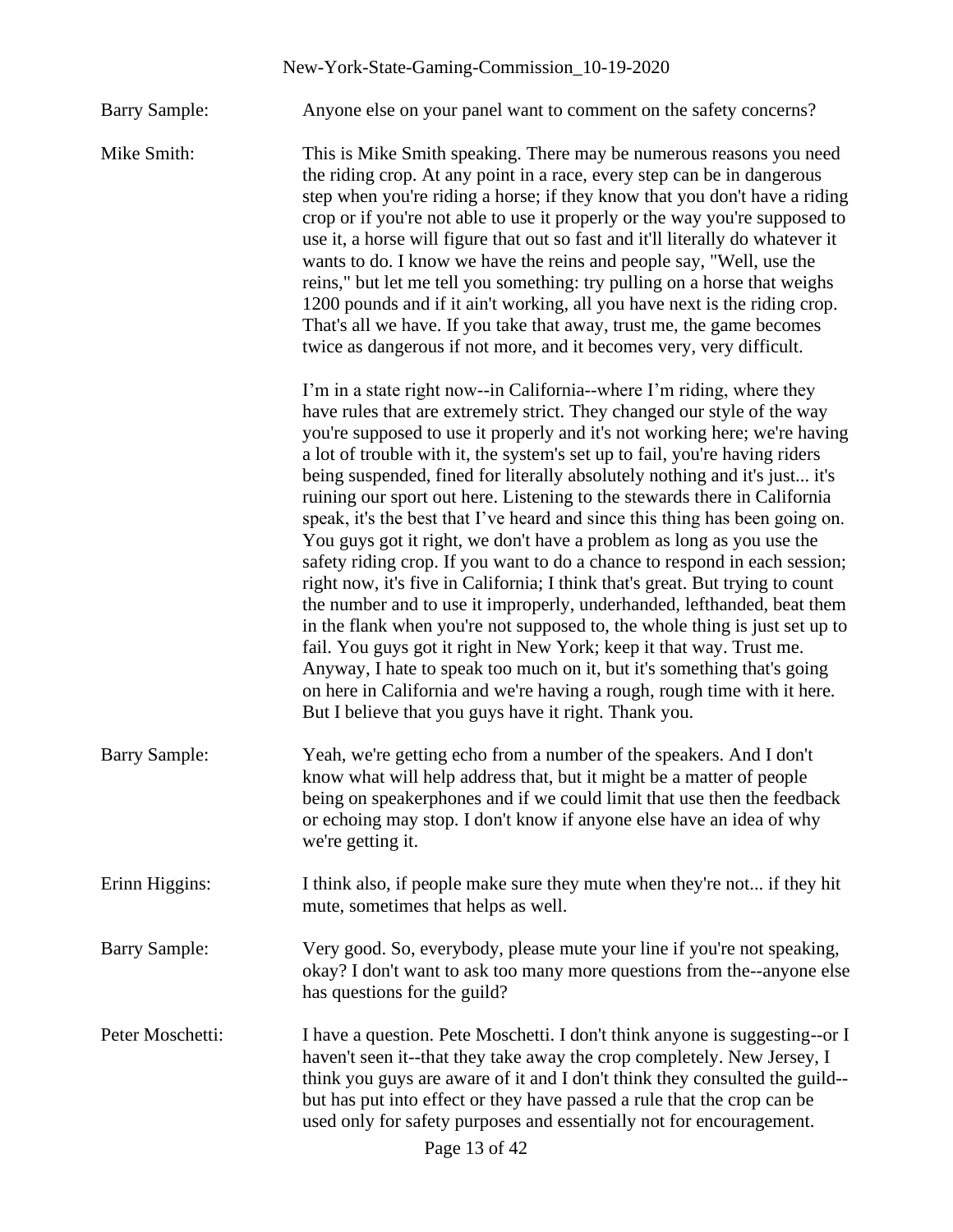Barry Sample: Anyone else on your panel want to comment on the safety concerns?

Mike Smith: This is Mike Smith speaking. There may be numerous reasons you need the riding crop. At any point in a race, every step can be in dangerous step when you're riding a horse; if they know that you don't have a riding crop or if you're not able to use it properly or the way you're supposed to use it, a horse will figure that out so fast and it'll literally do whatever it wants to do. I know we have the reins and people say, "Well, use the reins," but let me tell you something: try pulling on a horse that weighs 1200 pounds and if it ain't working, all you have next is the riding crop. That's all we have. If you take that away, trust me, the game becomes twice as dangerous if not more, and it becomes very, very difficult.

I'm in a state right now--in California--where I'm riding, where they have rules that are extremely strict. They changed our style of the way you're supposed to use it properly and it's not working here; we're having a lot of trouble with it, the system's set up to fail, you're having riders being suspended, fined for literally absolutely nothing and it's just... it's ruining our sport out here. Listening to the stewards there in California speak, it's the best that I've heard and since this thing has been going on. You guys got it right, we don't have a problem as long as you use the safety riding crop. If you want to do a chance to respond in each session; right now, it's five in California; I think that's great. But trying to count the number and to use it improperly, underhanded, lefthanded, beat them in the flank when you're not supposed to, the whole thing is just set up to fail. You guys got it right in New York; keep it that way. Trust me. Anyway, I hate to speak too much on it, but it's something that's going on here in California and we're having a rough, rough time with it here. But I believe that you guys have it right. Thank you.

Barry Sample: Yeah, we're getting echo from a number of the speakers. And I don't know what will help address that, but it might be a matter of people being on speakerphones and if we could limit that use then the feedback or echoing may stop. I don't know if anyone else have an idea of why we're getting it.

Erinn Higgins: I think also, if people make sure they mute when they're not... if they hit mute, sometimes that helps as well.

Barry Sample: Very good. So, everybody, please mute your line if you're not speaking, okay? I don't want to ask too many more questions from the--anyone else has questions for the guild?

Peter Moschetti: I have a question. Pete Moschetti. I don't think anyone is suggesting--or I haven't seen it--that they take away the crop completely. New Jersey, I think you guys are aware of it and I don't think they consulted the guild--but has put into effect or they have passed a rule that the crop can be used only for safety purposes and essentially not for encouragement.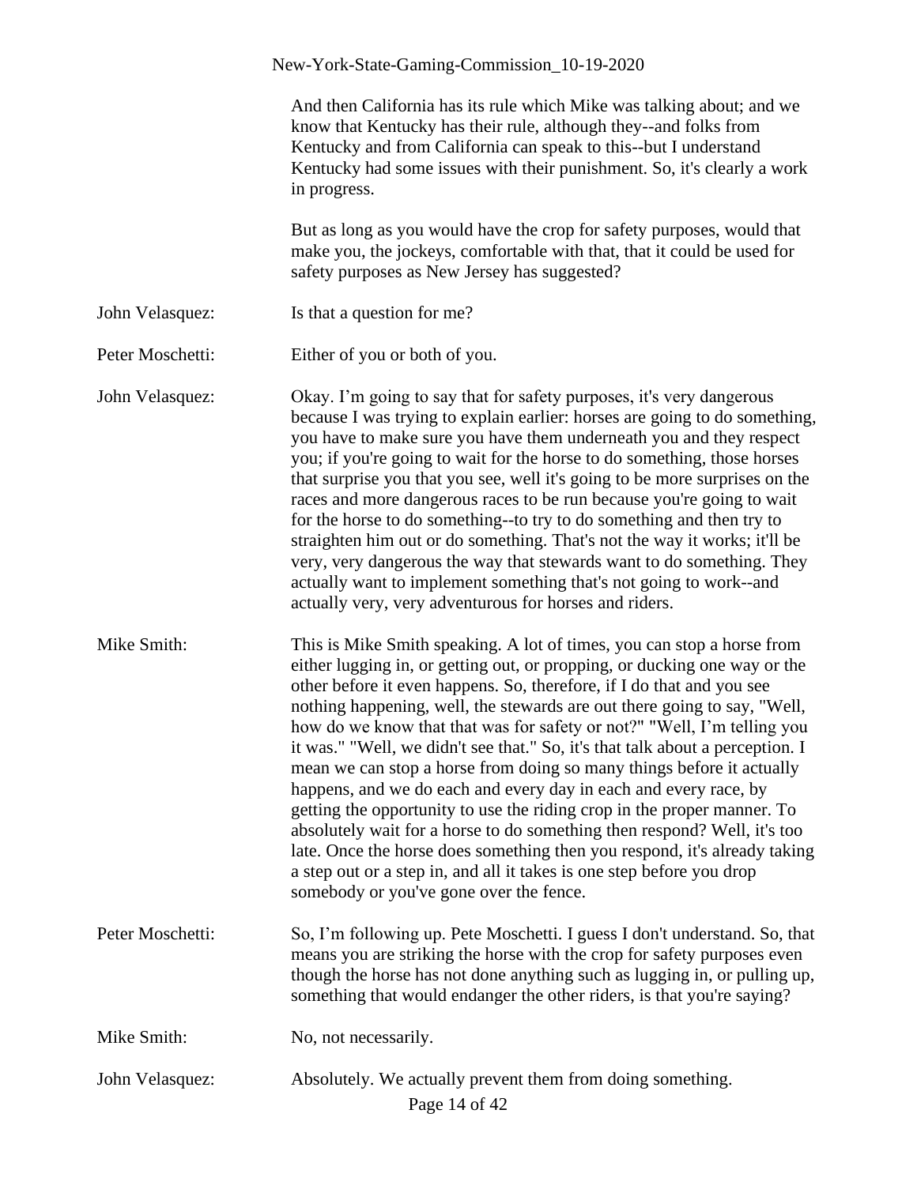And then California has its rule which Mike was talking about; and we know that Kentucky has their rule, although they--and folks from Kentucky and from California can speak to this--but I understand Kentucky had some issues with their punishment. So, it's clearly a work in progress.

But as long as you would have the crop for safety purposes, would that make you, the jockeys, comfortable with that, that it could be used for safety purposes as New Jersey has suggested?

John Velasquez: Is that a question for me?

Peter Moschetti: Either of you or both of you.

John Velasquez: Okay. I'm going to say that for safety purposes, it's very dangerous because I was trying to explain earlier: horses are going to do something, you have to make sure you have them underneath you and they respect you; if you're going to wait for the horse to do something, those horses that surprise you that you see, well it's going to be more surprises on the races and more dangerous races to be run because you're going to wait for the horse to do something--to try to do something and then try to straighten him out or do something. That's not the way it works; it'll be very, very dangerous the way that stewards want to do something. They actually want to implement something that's not going to work--and actually very, very adventurous for horses and riders.

Mike Smith: This is Mike Smith speaking. A lot of times, you can stop a horse from either lugging in, or getting out, or propping, or ducking one way or the other before it even happens. So, therefore, if I do that and you see nothing happening, well, the stewards are out there going to say, "Well, how do we know that that was for safety or not?" "Well, I'm telling you it was." "Well, we didn't see that." So, it's that talk about a perception. I mean we can stop a horse from doing so many things before it actually happens, and we do each and every day in each and every race, by getting the opportunity to use the riding crop in the proper manner. To absolutely wait for a horse to do something then respond? Well, it's too late. Once the horse does something then you respond, it's already taking a step out or a step in, and all it takes is one step before you drop somebody or you've gone over the fence.

Peter Moschetti: So, I'm following up. Pete Moschetti. I guess I don't understand. So, that means you are striking the horse with the crop for safety purposes even though the horse has not done anything such as lugging in, or pulling up, something that would endanger the other riders, is that you're saying?

Mike Smith: No, not necessarily.

John Velasquez: Absolutely. We actually prevent them from doing something.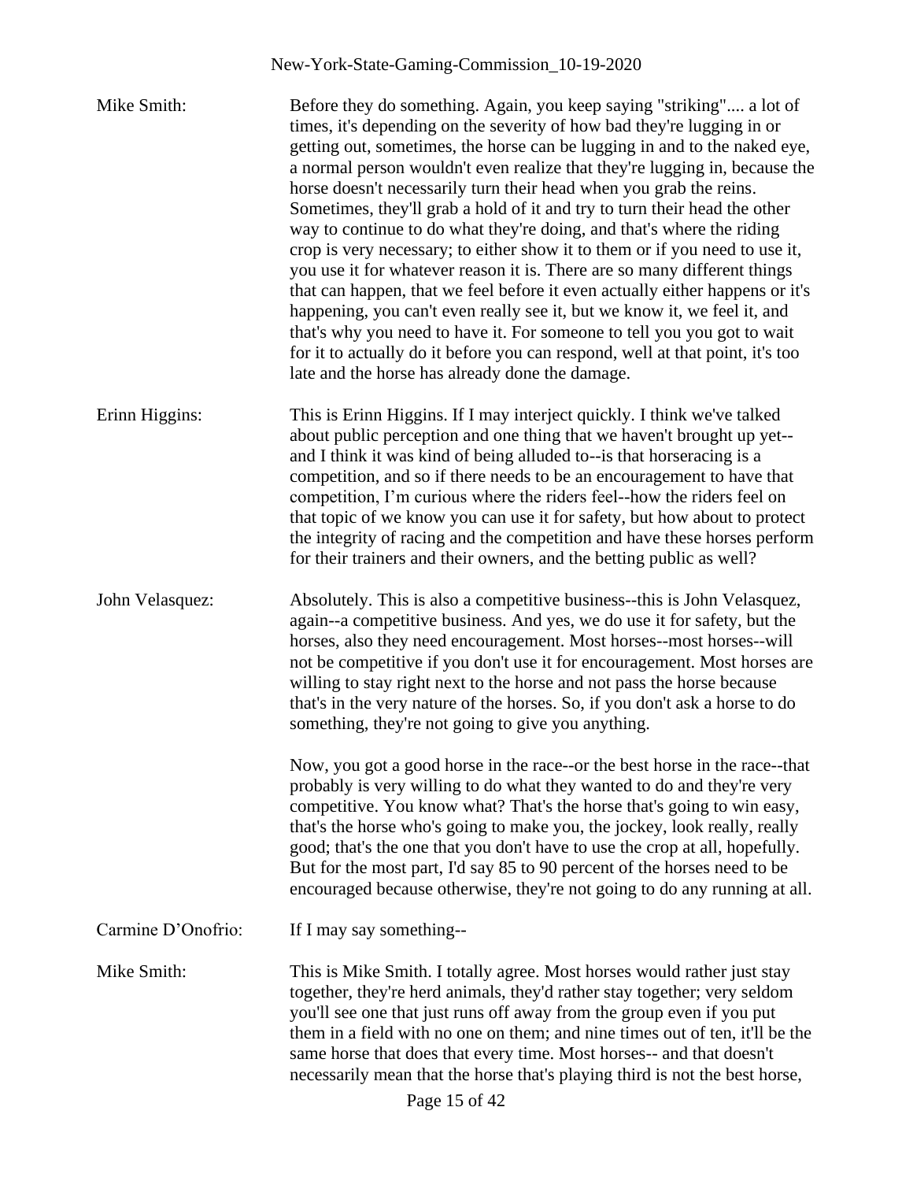Mike Smith: Before they do something. Again, you keep saying "striking".... a lot of times, it's depending on the severity of how bad they're lugging in or getting out, sometimes, the horse can be lugging in and to the naked eye, a normal person wouldn't even realize that they're lugging in, because the horse doesn't necessarily turn their head when you grab the reins. Sometimes, they'll grab a hold of it and try to turn their head the other way to continue to do what they're doing, and that's where the riding crop is very necessary; to either show it to them or if you need to use it, you use it for whatever reason it is. There are so many different things that can happen, that we feel before it even actually either happens or it's happening, you can't even really see it, but we know it, we feel it, and that's why you need to have it. For someone to tell you you got to wait for it to actually do it before you can respond, well at that point, it's too late and the horse has already done the damage.

Erinn Higgins: This is Erinn Higgins. If I may interject quickly. I think we've talked about public perception and one thing that we haven't brought up yet--and I think it was kind of being alluded to--is that horseracing is a competition, and so if there needs to be an encouragement to have that competition, I'm curious where the riders feel--how the riders feel on that topic of we know you can use it for safety, but how about to protect the integrity of racing and the competition and have these horses perform for their trainers and their owners, and the betting public as well?

John Velasquez: Absolutely. This is also a competitive business--this is John Velasquez, again--a competitive business. And yes, we do use it for safety, but the horses, also they need encouragement. Most horses--most horses--will not be competitive if you don't use it for encouragement. Most horses are willing to stay right next to the horse and not pass the horse because that's in the very nature of the horses. So, if you don't ask a horse to do something, they're not going to give you anything.

Now, you got a good horse in the race--or the best horse in the race--that probably is very willing to do what they wanted to do and they're very competitive. You know what? That's the horse that's going to win easy, that's the horse who's going to make you, the jockey, look really, really good; that's the one that you don't have to use the crop at all, hopefully. But for the most part, I'd say 85 to 90 percent of the horses need to be encouraged because otherwise, they're not going to do any running at all.

Carmine D'Onofrio: If I may say something--

Mike Smith: This is Mike Smith. I totally agree. Most horses would rather just stay together, they're herd animals, they'd rather stay together; very seldom you'll see one that just runs off away from the group even if you put them in a field with no one on them; and nine times out of ten, it'll be the same horse that does that every time. Most horses-- and that doesn't necessarily mean that the horse that's playing third is not the best horse,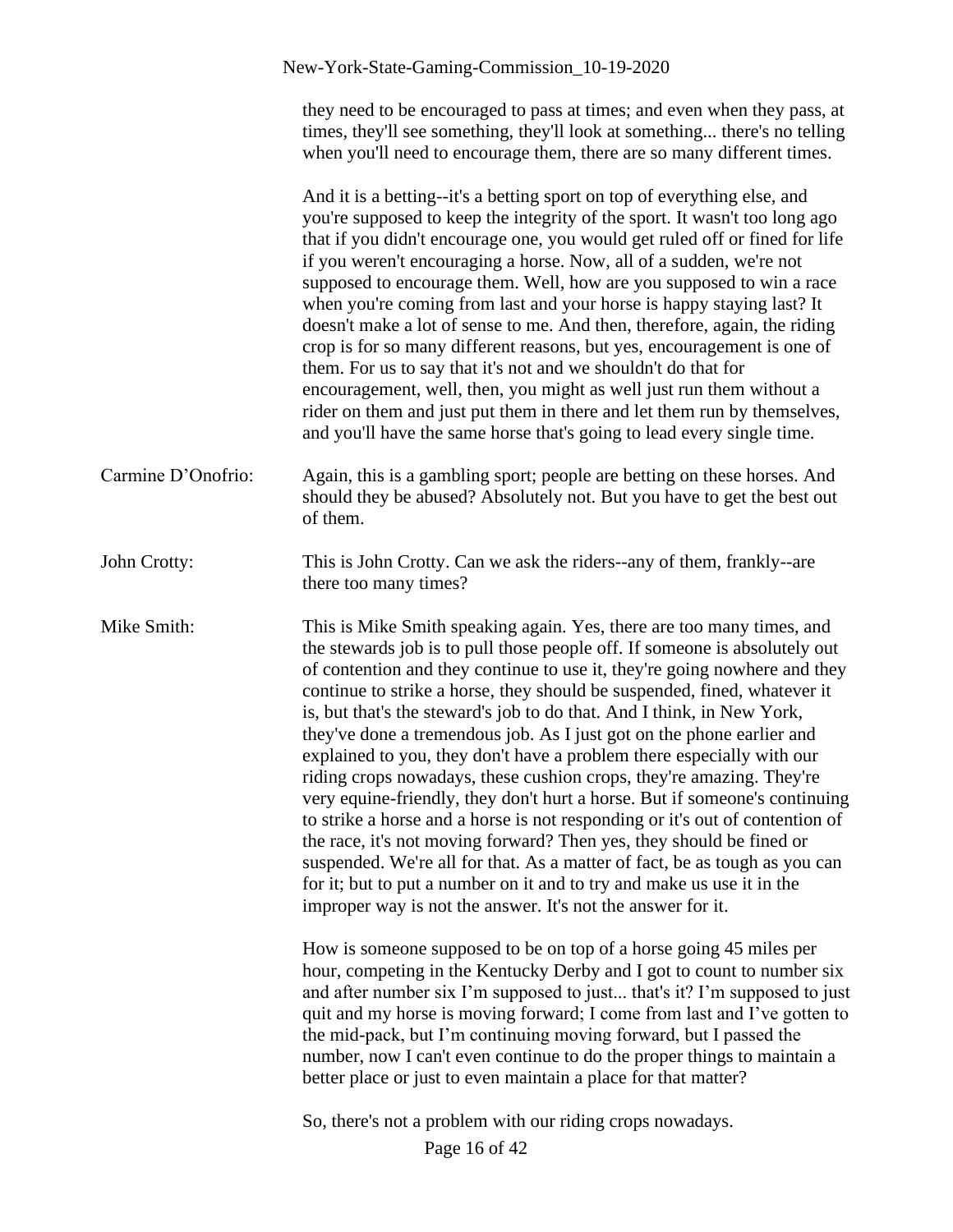they need to be encouraged to pass at times; and even when they pass, at times, they'll see something, they'll look at something... there's no telling when you'll need to encourage them, there are so many different times.

And it is a betting--it's a betting sport on top of everything else, and you're supposed to keep the integrity of the sport. It wasn't too long ago that if you didn't encourage one, you would get ruled off or fined for life if you weren't encouraging a horse. Now, all of a sudden, we're not supposed to encourage them. Well, how are you supposed to win a race when you're coming from last and your horse is happy staying last? It doesn't make a lot of sense to me. And then, therefore, again, the riding crop is for so many different reasons, but yes, encouragement is one of them. For us to say that it's not and we shouldn't do that for encouragement, well, then, you might as well just run them without a rider on them and just put them in there and let them run by themselves, and you'll have the same horse that's going to lead every single time.

Carmine D'Onofrio: Again, this is a gambling sport; people are betting on these horses. And should they be abused? Absolutely not. But you have to get the best out of them.

John Crotty: This is John Crotty. Can we ask the riders--any of them, frankly--are there too many times?

Mike Smith: This is Mike Smith speaking again. Yes, there are too many times, and the stewards job is to pull those people off. If someone is absolutely out of contention and they continue to use it, they're going nowhere and they continue to strike a horse, they should be suspended, fined, whatever it is, but that's the steward's job to do that. And I think, in New York, they've done a tremendous job. As I just got on the phone earlier and explained to you, they don't have a problem there especially with our riding crops nowadays, these cushion crops, they're amazing. They're very equine-friendly, they don't hurt a horse. But if someone's continuing to strike a horse and a horse is not responding or it's out of contention of the race, it's not moving forward? Then yes, they should be fined or suspended. We're all for that. As a matter of fact, be as tough as you can for it; but to put a number on it and to try and make us use it in the improper way is not the answer. It's not the answer for it.

How is someone supposed to be on top of a horse going 45 miles per hour, competing in the Kentucky Derby and I got to count to number six and after number six I'm supposed to just... that's it? I'm supposed to just quit and my horse is moving forward; I come from last and I've gotten to the mid-pack, but I'm continuing moving forward, but I passed the number, now I can't even continue to do the proper things to maintain a better place or just to even maintain a place for that matter?

So, there's not a problem with our riding crops nowadays.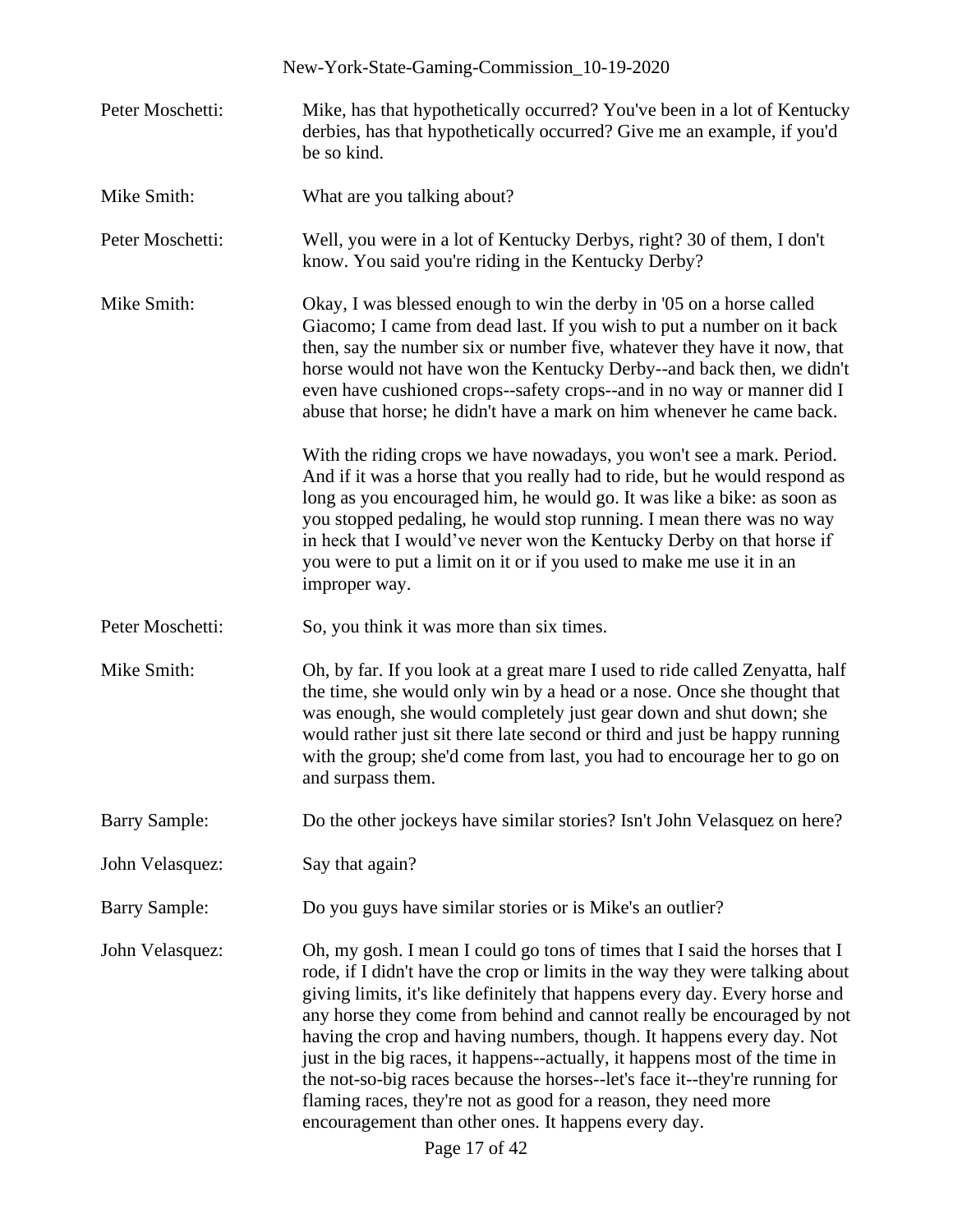Peter Moschetti: Mike, has that hypothetically occurred? You've been in a lot of Kentucky derbies, has that hypothetically occurred? Give me an example, if you'd be so kind.

Mike Smith: What are you talking about?

Peter Moschetti: Well, you were in a lot of Kentucky Derbys, right? 30 of them, I don't know. You said you're riding in the Kentucky Derby?

Mike Smith: Okay, I was blessed enough to win the derby in '05 on a horse called Giacomo; I came from dead last. If you wish to put a number on it back then, say the number six or number five, whatever they have it now, that horse would not have won the Kentucky Derby--and back then, we didn't even have cushioned crops--safety crops--and in no way or manner did I abuse that horse; he didn't have a mark on him whenever he came back.

With the riding crops we have nowadays, you won't see a mark. Period. And if it was a horse that you really had to ride, but he would respond as long as you encouraged him, he would go. It was like a bike: as soon as you stopped pedaling, he would stop running. I mean there was no way in heck that I would've never won the Kentucky Derby on that horse if you were to put a limit on it or if you used to make me use it in an improper way.

Peter Moschetti: So, you think it was more than six times.

Mike Smith: Oh, by far. If you look at a great mare I used to ride called Zenyatta, half the time, she would only win by a head or a nose. Once she thought that was enough, she would completely just gear down and shut down; she would rather just sit there late second or third and just be happy running with the group; she'd come from last, you had to encourage her to go on and surpass them.

Barry Sample: Do the other jockeys have similar stories? Isn't John Velasquez on here?

John Velasquez: Say that again?

Barry Sample: Do you guys have similar stories or is Mike's an outlier?

John Velasquez: Oh, my gosh. I mean I could go tons of times that I said the horses that I rode, if I didn't have the crop or limits in the way they were talking about giving limits, it's like definitely that happens every day. Every horse and any horse they come from behind and cannot really be encouraged by not having the crop and having numbers, though. It happens every day. Not just in the big races, it happens--actually, it happens most of the time in the not-so-big races because the horses--let's face it--they're running for flaming races, they're not as good for a reason, they need more encouragement than other ones. It happens every day.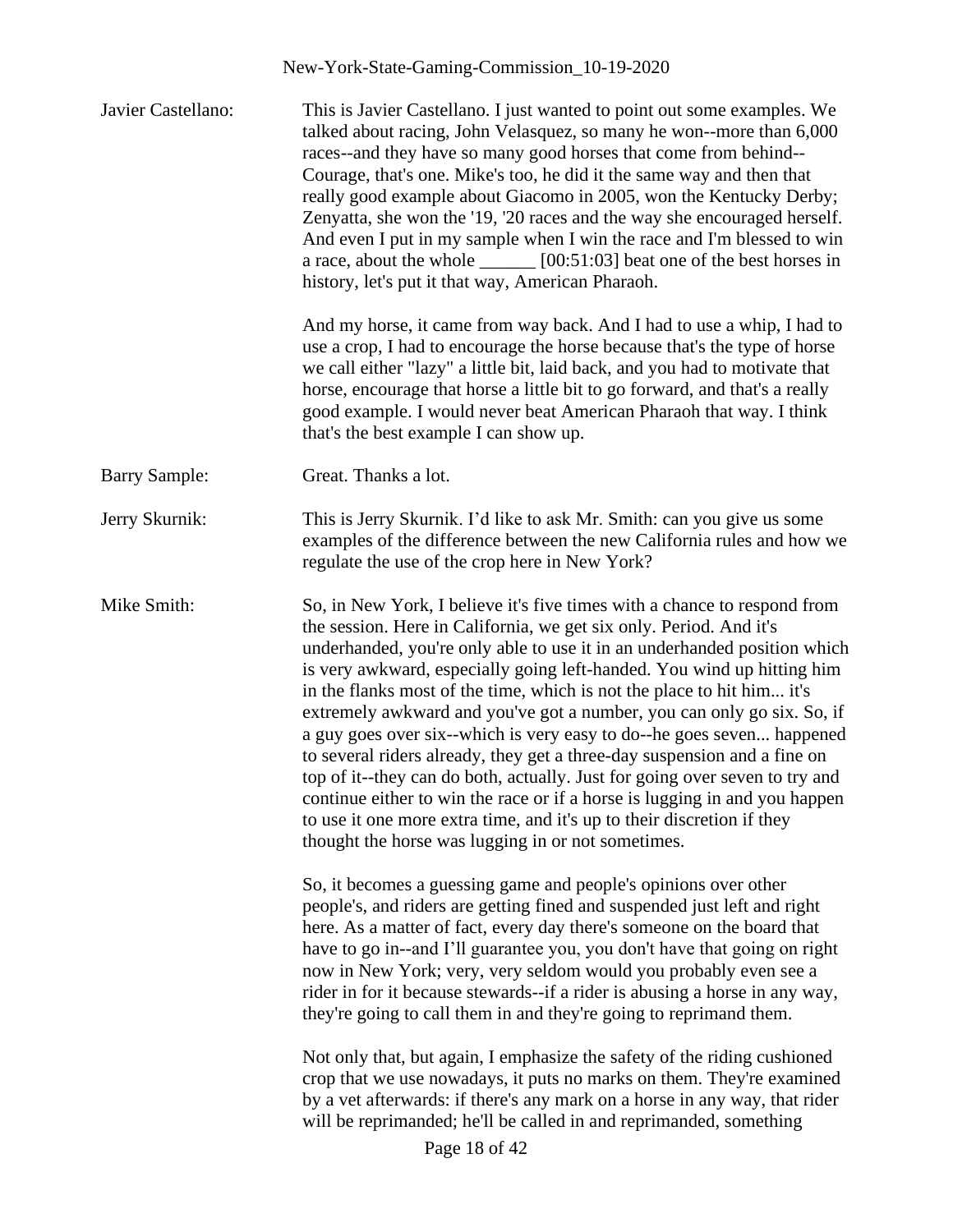Javier Castellano: This is Javier Castellano. I just wanted to point out some examples. We talked about racing, John Velasquez, so many he won--more than 6,000 races--and they have so many good horses that come from behind--Courage, that's one. Mike's too, he did it the same way and then that really good example about Giacomo in 2005, won the Kentucky Derby; Zenyatta, she won the '19, '20 races and the way she encouraged herself. And even I put in my sample when I win the race and I'm blessed to win a race, about the whole ______ [00:51:03] beat one of the best horses in history, let's put it that way, American Pharaoh.

And my horse, it came from way back. And I had to use a whip, I had to use a crop, I had to encourage the horse because that's the type of horse we call either "lazy" a little bit, laid back, and you had to motivate that horse, encourage that horse a little bit to go forward, and that's a really good example. I would never beat American Pharaoh that way. I think that's the best example I can show up.

Barry Sample: Great. Thanks a lot.

Jerry Skurnik: This is Jerry Skurnik. I'd like to ask Mr. Smith: can you give us some examples of the difference between the new California rules and how we regulate the use of the crop here in New York?

Mike Smith: So, in New York, I believe it's five times with a chance to respond from the session. Here in California, we get six only. Period. And it's underhanded, you're only able to use it in an underhanded position which is very awkward, especially going left-handed. You wind up hitting him in the flanks most of the time, which is not the place to hit him... it's extremely awkward and you've got a number, you can only go six. So, if a guy goes over six--which is very easy to do--he goes seven... happened to several riders already, they get a three-day suspension and a fine on top of it--they can do both, actually. Just for going over seven to try and continue either to win the race or if a horse is lugging in and you happen to use it one more extra time, and it's up to their discretion if they thought the horse was lugging in or not sometimes.

So, it becomes a guessing game and people's opinions over other people's, and riders are getting fined and suspended just left and right here. As a matter of fact, every day there's someone on the board that have to go in--and I'll guarantee you, you don't have that going on right now in New York; very, very seldom would you probably even see a rider in for it because stewards--if a rider is abusing a horse in any way, they're going to call them in and they're going to reprimand them.

Not only that, but again, I emphasize the safety of the riding cushioned crop that we use nowadays, it puts no marks on them. They're examined by a vet afterwards: if there's any mark on a horse in any way, that rider will be reprimanded; he'll be called in and reprimanded, something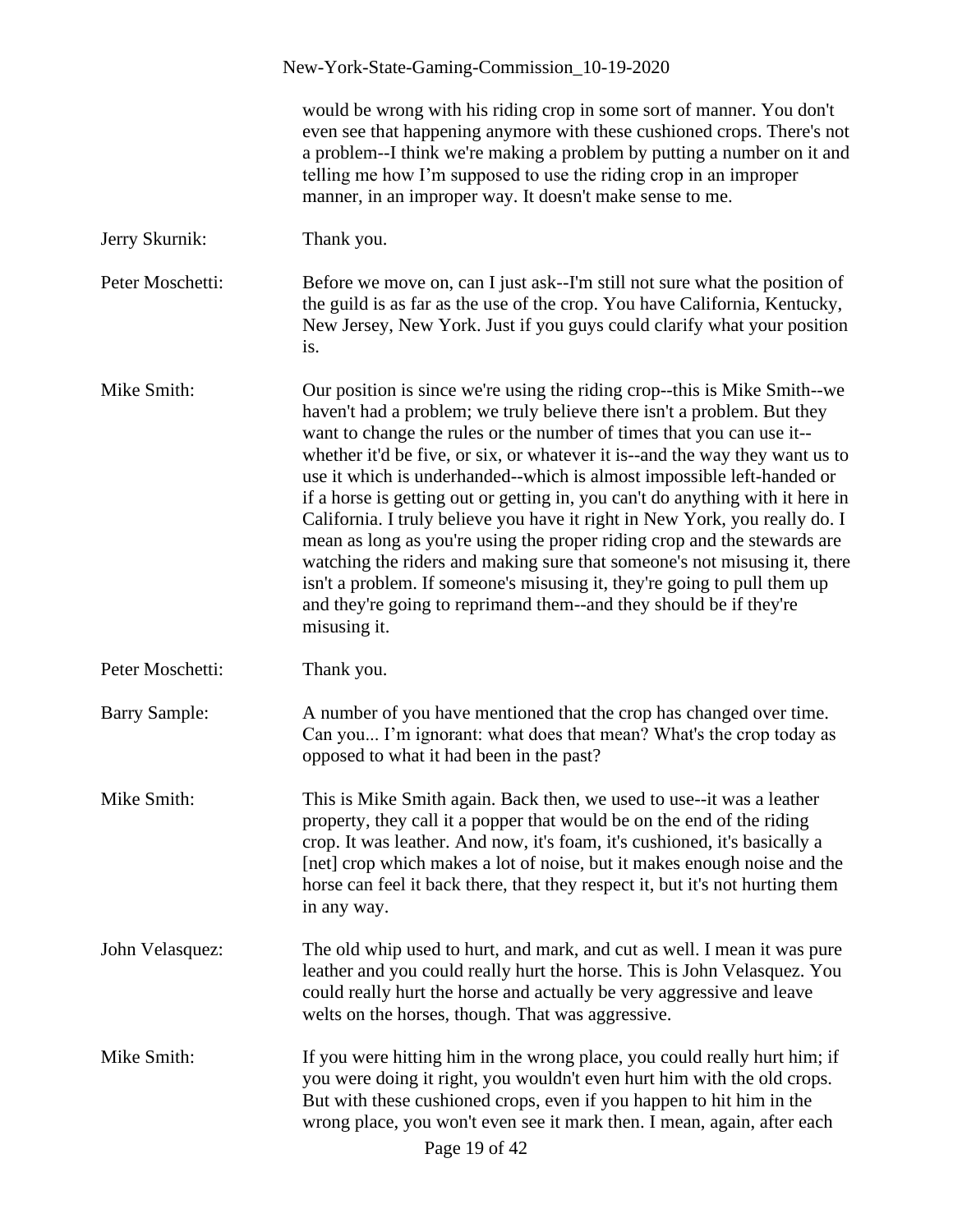would be wrong with his riding crop in some sort of manner. You don't even see that happening anymore with these cushioned crops. There's not a problem--I think we're making a problem by putting a number on it and telling me how I'm supposed to use the riding crop in an improper manner, in an improper way. It doesn't make sense to me.

**Jerry Skurnik:** Thank you.

**Peter Moschetti:** Before we move on, can I just ask--I'm still not sure what the position of the guild is as far as the use of the crop. You have California, Kentucky, New Jersey, New York. Just if you guys could clarify what your position is.

**Mike Smith:** Our position is since we're using the riding crop--this is Mike Smith--we haven't had a problem; we truly believe there isn't a problem. But they want to change the rules or the number of times that you can use it--whether it'd be five, or six, or whatever it is--and the way they want us to use it which is underhanded--which is almost impossible left-handed or if a horse is getting out or getting in, you can't do anything with it here in California. I truly believe you have it right in New York, you really do. I mean as long as you're using the proper riding crop and the stewards are watching the riders and making sure that someone's not misusing it, there isn't a problem. If someone's misusing it, they're going to pull them up and they're going to reprimand them--and they should be if they're misusing it.

**Peter Moschetti:** Thank you.

**Barry Sample:** A number of you have mentioned that the crop has changed over time. Can you... I'm ignorant: what does that mean? What's the crop today as opposed to what it had been in the past?

**Mike Smith:** This is Mike Smith again. Back then, we used to use--it was a leather property, they call it a popper that would be on the end of the riding crop. It was leather. And now, it's foam, it's cushioned, it's basically a [net] crop which makes a lot of noise, but it makes enough noise and the horse can feel it back there, that they respect it, but it's not hurting them in any way.

**John Velasquez:** The old whip used to hurt, and mark, and cut as well. I mean it was pure leather and you could really hurt the horse. This is John Velasquez. You could really hurt the horse and actually be very aggressive and leave welts on the horses, though. That was aggressive.

**Mike Smith:** If you were hitting him in the wrong place, you could really hurt him; if you were doing it right, you wouldn't even hurt him with the old crops. But with these cushioned crops, even if you happen to hit him in the wrong place, you won't even see it mark then. I mean, again, after each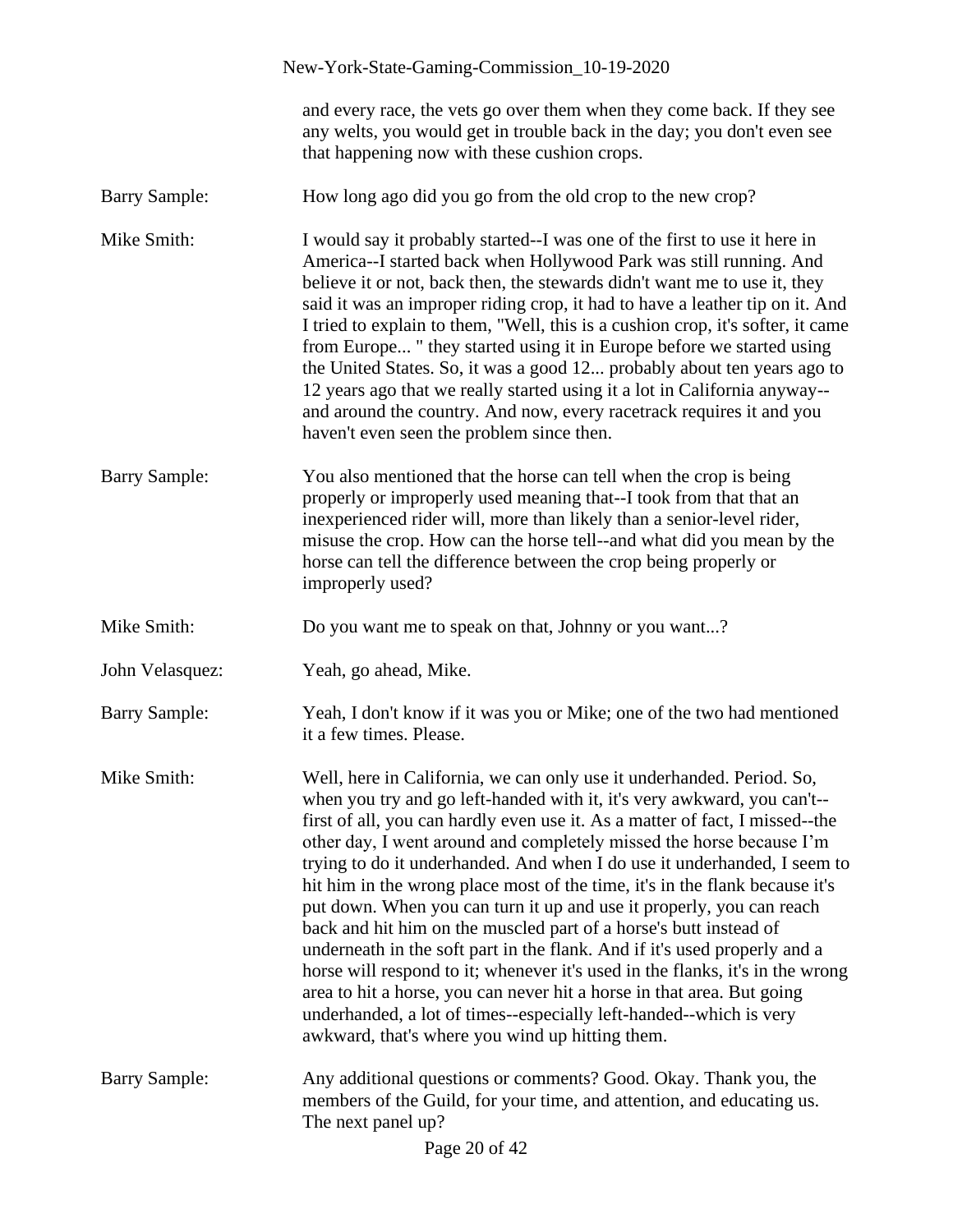and every race, the vets go over them when they come back. If they see any welts, you would get in trouble back in the day; you don't even see that happening now with these cushion crops.

**Barry Sample:** How long ago did you go from the old crop to the new crop?

**Mike Smith:** I would say it probably started--I was one of the first to use it here in America--I started back when Hollywood Park was still running. And believe it or not, back then, the stewards didn't want me to use it, they said it was an improper riding crop, it had to have a leather tip on it. And I tried to explain to them, "Well, this is a cushion crop, it's softer, it came from Europe... " they started using it in Europe before we started using the United States. So, it was a good 12... probably about ten years ago to 12 years ago that we really started using it a lot in California anyway--and around the country. And now, every racetrack requires it and you haven't even seen the problem since then.

**Barry Sample:** You also mentioned that the horse can tell when the crop is being properly or improperly used meaning that--I took from that that an inexperienced rider will, more than likely than a senior-level rider, misuse the crop. How can the horse tell--and what did you mean by the horse can tell the difference between the crop being properly or improperly used?

**Mike Smith:** Do you want me to speak on that, Johnny or you want...?

**John Velasquez:** Yeah, go ahead, Mike.

**Barry Sample:** Yeah, I don't know if it was you or Mike; one of the two had mentioned it a few times. Please.

**Mike Smith:** Well, here in California, we can only use it underhanded. Period. So, when you try and go left-handed with it, it's very awkward, you can't--first of all, you can hardly even use it. As a matter of fact, I missed--the other day, I went around and completely missed the horse because I'm trying to do it underhanded. And when I do use it underhanded, I seem to hit him in the wrong place most of the time, it's in the flank because it's put down. When you can turn it up and use it properly, you can reach back and hit him on the muscled part of a horse's butt instead of underneath in the soft part in the flank. And if it's used properly and a horse will respond to it; whenever it's used in the flanks, it's in the wrong area to hit a horse, you can never hit a horse in that area. But going underhanded, a lot of times--especially left-handed--which is very awkward, that's where you wind up hitting them.

**Barry Sample:** Any additional questions or comments? Good. Okay. Thank you, the members of the Guild, for your time, and attention, and educating us. The next panel up?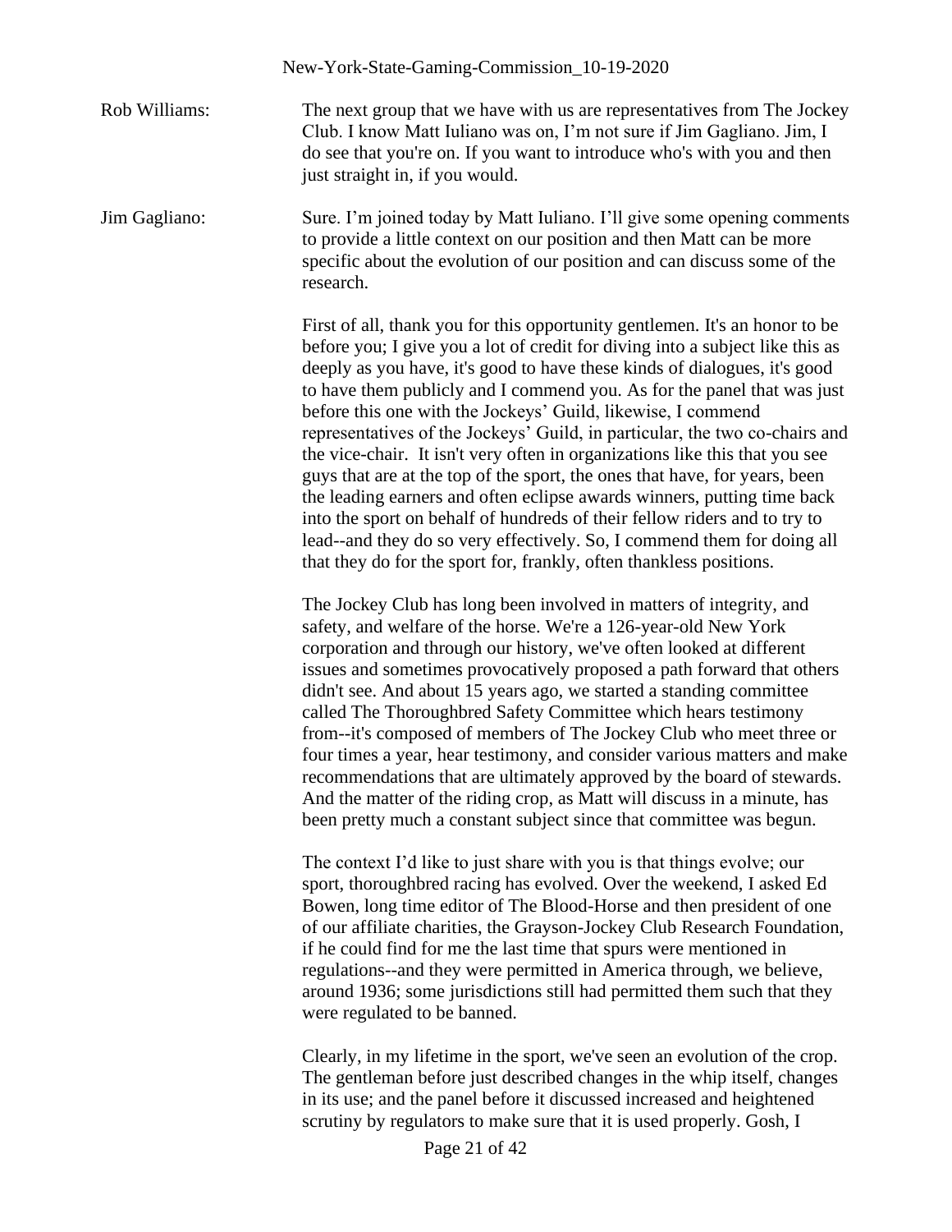Rob Williams: The next group that we have with us are representatives from The Jockey Club. I know Matt Iuliano was on, I'm not sure if Jim Gagliano. Jim, I do see that you're on. If you want to introduce who's with you and then just straight in, if you would.

Jim Gagliano: Sure. I'm joined today by Matt Iuliano. I'll give some opening comments to provide a little context on our position and then Matt can be more specific about the evolution of our position and can discuss some of the research.

First of all, thank you for this opportunity gentlemen. It's an honor to be before you; I give you a lot of credit for diving into a subject like this as deeply as you have, it's good to have these kinds of dialogues, it's good to have them publicly and I commend you. As for the panel that was just before this one with the Jockeys' Guild, likewise, I commend representatives of the Jockeys' Guild, in particular, the two co-chairs and the vice-chair. It isn't very often in organizations like this that you see guys that are at the top of the sport, the ones that have, for years, been the leading earners and often eclipse awards winners, putting time back into the sport on behalf of hundreds of their fellow riders and to try to lead--and they do so very effectively. So, I commend them for doing all that they do for the sport for, frankly, often thankless positions.

The Jockey Club has long been involved in matters of integrity, and safety, and welfare of the horse. We're a 126-year-old New York corporation and through our history, we've often looked at different issues and sometimes provocatively proposed a path forward that others didn't see. And about 15 years ago, we started a standing committee called The Thoroughbred Safety Committee which hears testimony from--it's composed of members of The Jockey Club who meet three or four times a year, hear testimony, and consider various matters and make recommendations that are ultimately approved by the board of stewards. And the matter of the riding crop, as Matt will discuss in a minute, has been pretty much a constant subject since that committee was begun.

The context I'd like to just share with you is that things evolve; our sport, thoroughbred racing has evolved. Over the weekend, I asked Ed Bowen, long time editor of The Blood-Horse and then president of one of our affiliate charities, the Grayson-Jockey Club Research Foundation, if he could find for me the last time that spurs were mentioned in regulations--and they were permitted in America through, we believe, around 1936; some jurisdictions still had permitted them such that they were regulated to be banned.

Clearly, in my lifetime in the sport, we've seen an evolution of the crop. The gentleman before just described changes in the whip itself, changes in its use; and the panel before it discussed increased and heightened scrutiny by regulators to make sure that it is used properly. Gosh, I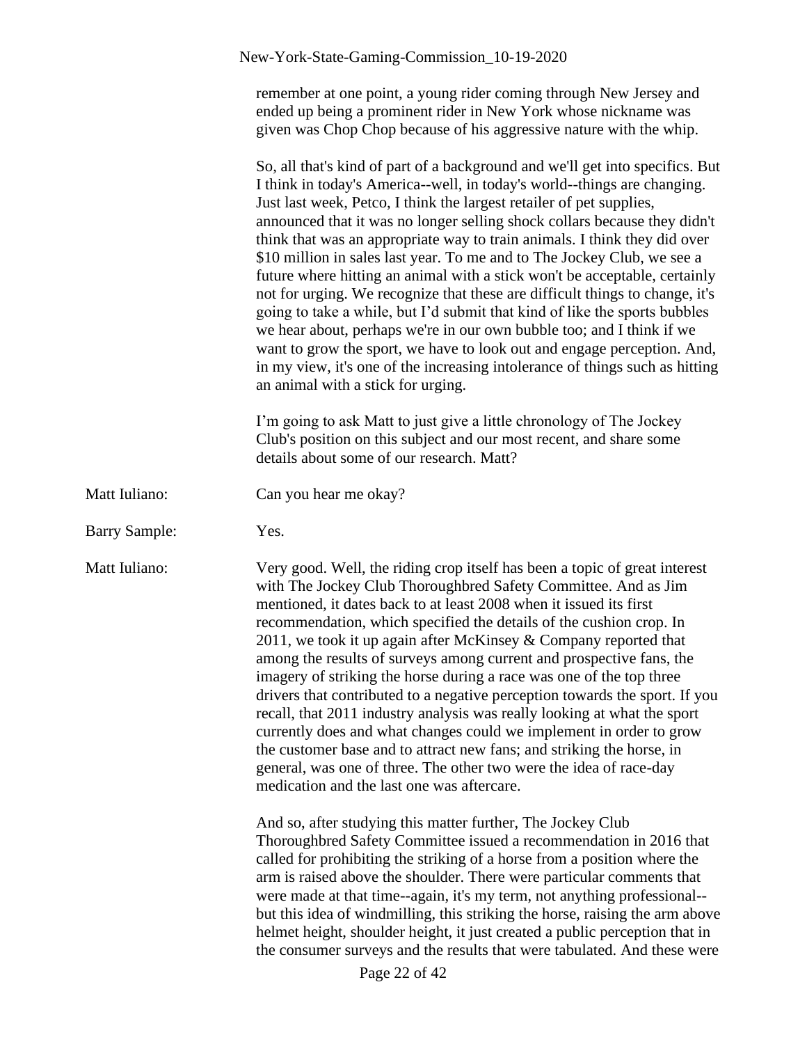remember at one point, a young rider coming through New Jersey and ended up being a prominent rider in New York whose nickname was given was Chop Chop because of his aggressive nature with the whip.

So, all that's kind of part of a background and we'll get into specifics. But I think in today's America--well, in today's world--things are changing. Just last week, Petco, I think the largest retailer of pet supplies, announced that it was no longer selling shock collars because they didn't think that was an appropriate way to train animals. I think they did over $10 million in sales last year. To me and to The Jockey Club, we see a future where hitting an animal with a stick won't be acceptable, certainly not for urging. We recognize that these are difficult things to change, it's going to take a while, but I'd submit that kind of like the sports bubbles we hear about, perhaps we're in our own bubble too; and I think if we want to grow the sport, we have to look out and engage perception. And, in my view, it's one of the increasing intolerance of things such as hitting an animal with a stick for urging.

I'm going to ask Matt to just give a little chronology of The Jockey Club's position on this subject and our most recent, and share some details about some of our research. Matt?

Matt Iuliano: Can you hear me okay?

Barry Sample: Yes.

Matt Iuliano: Very good. Well, the riding crop itself has been a topic of great interest with The Jockey Club Thoroughbred Safety Committee. And as Jim mentioned, it dates back to at least 2008 when it issued its first recommendation, which specified the details of the cushion crop. In 2011, we took it up again after McKinsey & Company reported that among the results of surveys among current and prospective fans, the imagery of striking the horse during a race was one of the top three drivers that contributed to a negative perception towards the sport. If you recall, that 2011 industry analysis was really looking at what the sport currently does and what changes could we implement in order to grow the customer base and to attract new fans; and striking the horse, in general, was one of three. The other two were the idea of race-day medication and the last one was aftercare.

And so, after studying this matter further, The Jockey Club Thoroughbred Safety Committee issued a recommendation in 2016 that called for prohibiting the striking of a horse from a position where the arm is raised above the shoulder. There were particular comments that were made at that time--again, it's my term, not anything professional--but this idea of windmilling, this striking the horse, raising the arm above helmet height, shoulder height, it just created a public perception that in the consumer surveys and the results that were tabulated. And these were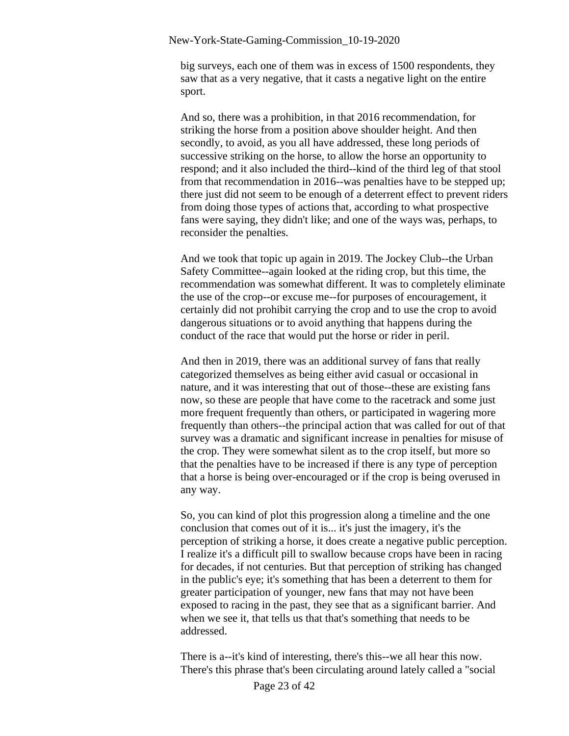big surveys, each one of them was in excess of 1500 respondents, they saw that as a very negative, that it casts a negative light on the entire sport.

And so, there was a prohibition, in that 2016 recommendation, for striking the horse from a position above shoulder height. And then secondly, to avoid, as you all have addressed, these long periods of successive striking on the horse, to allow the horse an opportunity to respond; and it also included the third--kind of the third leg of that stool from that recommendation in 2016--was penalties have to be stepped up; there just did not seem to be enough of a deterrent effect to prevent riders from doing those types of actions that, according to what prospective fans were saying, they didn't like; and one of the ways was, perhaps, to reconsider the penalties.

And we took that topic up again in 2019. The Jockey Club--the Urban Safety Committee--again looked at the riding crop, but this time, the recommendation was somewhat different. It was to completely eliminate the use of the crop--or excuse me--for purposes of encouragement, it certainly did not prohibit carrying the crop and to use the crop to avoid dangerous situations or to avoid anything that happens during the conduct of the race that would put the horse or rider in peril.

And then in 2019, there was an additional survey of fans that really categorized themselves as being either avid casual or occasional in nature, and it was interesting that out of those--these are existing fans now, so these are people that have come to the racetrack and some just more frequent frequently than others, or participated in wagering more frequently than others--the principal action that was called for out of that survey was a dramatic and significant increase in penalties for misuse of the crop. They were somewhat silent as to the crop itself, but more so that the penalties have to be increased if there is any type of perception that a horse is being over-encouraged or if the crop is being overused in any way.

So, you can kind of plot this progression along a timeline and the one conclusion that comes out of it is... it's just the imagery, it's the perception of striking a horse, it does create a negative public perception. I realize it's a difficult pill to swallow because crops have been in racing for decades, if not centuries. But that perception of striking has changed in the public's eye; it's something that has been a deterrent to them for greater participation of younger, new fans that may not have been exposed to racing in the past, they see that as a significant barrier. And when we see it, that tells us that that's something that needs to be addressed.

There is a--it's kind of interesting, there's this--we all hear this now. There's this phrase that's been circulating around lately called a "social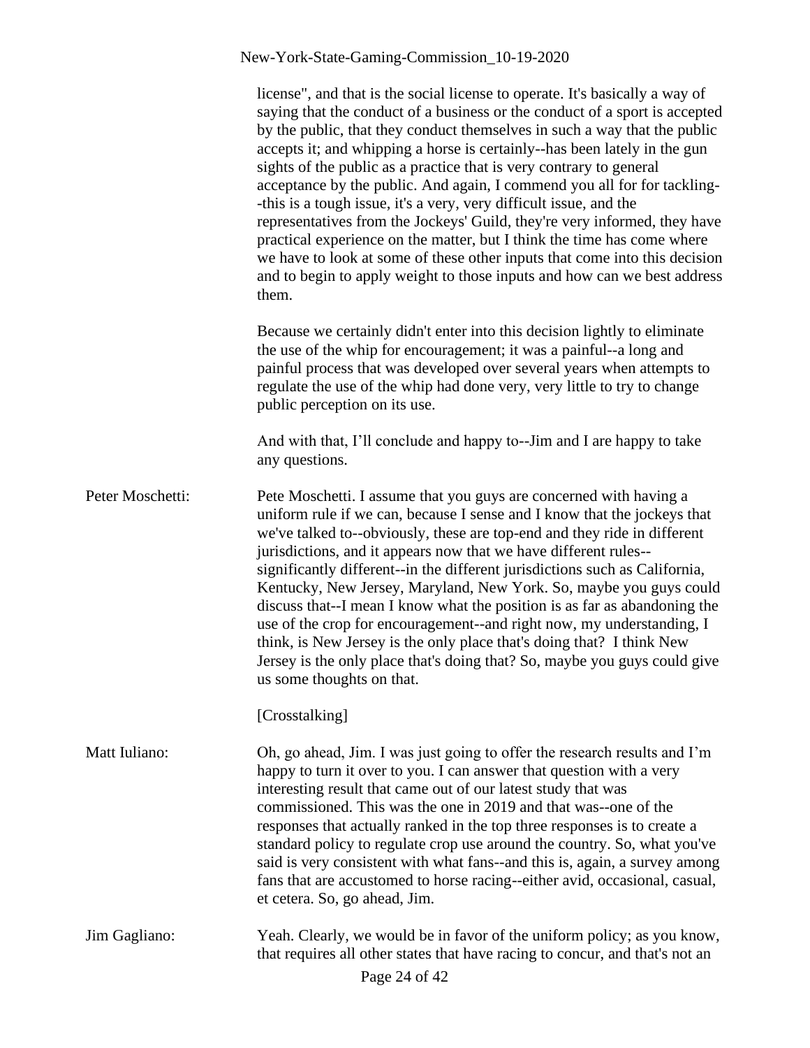license", and that is the social license to operate. It's basically a way of saying that the conduct of a business or the conduct of a sport is accepted by the public, that they conduct themselves in such a way that the public accepts it; and whipping a horse is certainly--has been lately in the gun sights of the public as a practice that is very contrary to general acceptance by the public. And again, I commend you all for for tackling--this is a tough issue, it's a very, very difficult issue, and the representatives from the Jockeys' Guild, they're very informed, they have practical experience on the matter, but I think the time has come where we have to look at some of these other inputs that come into this decision and to begin to apply weight to those inputs and how can we best address them.

Because we certainly didn't enter into this decision lightly to eliminate the use of the whip for encouragement; it was a painful--a long and painful process that was developed over several years when attempts to regulate the use of the whip had done very, very little to try to change public perception on its use.

And with that, I'll conclude and happy to--Jim and I are happy to take any questions.

Peter Moschetti: Pete Moschetti. I assume that you guys are concerned with having a uniform rule if we can, because I sense and I know that the jockeys that we've talked to--obviously, these are top-end and they ride in different jurisdictions, and it appears now that we have different rules--significantly different--in the different jurisdictions such as California, Kentucky, New Jersey, Maryland, New York. So, maybe you guys could discuss that--I mean I know what the position is as far as abandoning the use of the crop for encouragement--and right now, my understanding, I think, is New Jersey is the only place that's doing that? I think New Jersey is the only place that's doing that? So, maybe you guys could give us some thoughts on that.

[Crosstalking]

Matt Iuliano: Oh, go ahead, Jim. I was just going to offer the research results and I'm happy to turn it over to you. I can answer that question with a very interesting result that came out of our latest study that was commissioned. This was the one in 2019 and that was--one of the responses that actually ranked in the top three responses is to create a standard policy to regulate crop use around the country. So, what you've said is very consistent with what fans--and this is, again, a survey among fans that are accustomed to horse racing--either avid, occasional, casual, et cetera. So, go ahead, Jim.

Jim Gagliano: Yeah. Clearly, we would be in favor of the uniform policy; as you know, that requires all other states that have racing to concur, and that's not an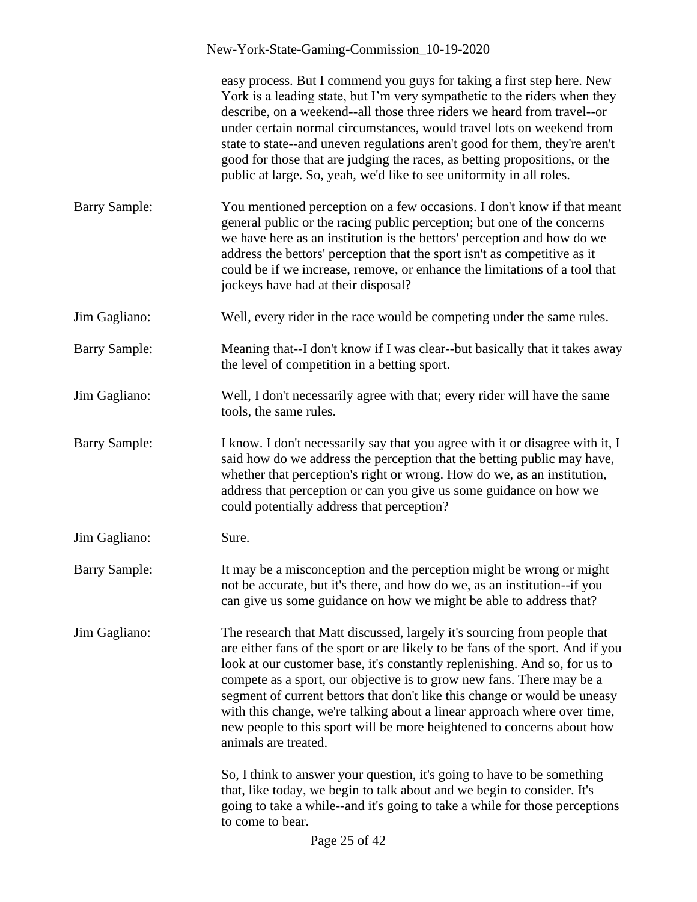easy process. But I commend you guys for taking a first step here. New York is a leading state, but I'm very sympathetic to the riders when they describe, on a weekend--all those three riders we heard from travel--or under certain normal circumstances, would travel lots on weekend from state to state--and uneven regulations aren't good for them, they're aren't good for those that are judging the races, as betting propositions, or the public at large. So, yeah, we'd like to see uniformity in all roles.

Barry Sample: You mentioned perception on a few occasions. I don't know if that meant general public or the racing public perception; but one of the concerns we have here as an institution is the bettors' perception and how do we address the bettors' perception that the sport isn't as competitive as it could be if we increase, remove, or enhance the limitations of a tool that jockeys have had at their disposal?

Jim Gagliano: Well, every rider in the race would be competing under the same rules.

Barry Sample: Meaning that--I don't know if I was clear--but basically that it takes away the level of competition in a betting sport.

Jim Gagliano: Well, I don't necessarily agree with that; every rider will have the same tools, the same rules.

Barry Sample: I know. I don't necessarily say that you agree with it or disagree with it, I said how do we address the perception that the betting public may have, whether that perception's right or wrong. How do we, as an institution, address that perception or can you give us some guidance on how we could potentially address that perception?

Jim Gagliano: Sure.

Barry Sample: It may be a misconception and the perception might be wrong or might not be accurate, but it's there, and how do we, as an institution--if you can give us some guidance on how we might be able to address that?

Jim Gagliano: The research that Matt discussed, largely it's sourcing from people that are either fans of the sport or are likely to be fans of the sport. And if you look at our customer base, it's constantly replenishing. And so, for us to compete as a sport, our objective is to grow new fans. There may be a segment of current bettors that don't like this change or would be uneasy with this change, we're talking about a linear approach where over time, new people to this sport will be more heightened to concerns about how animals are treated.

So, I think to answer your question, it's going to have to be something that, like today, we begin to talk about and we begin to consider. It's going to take a while--and it's going to take a while for those perceptions to come to bear.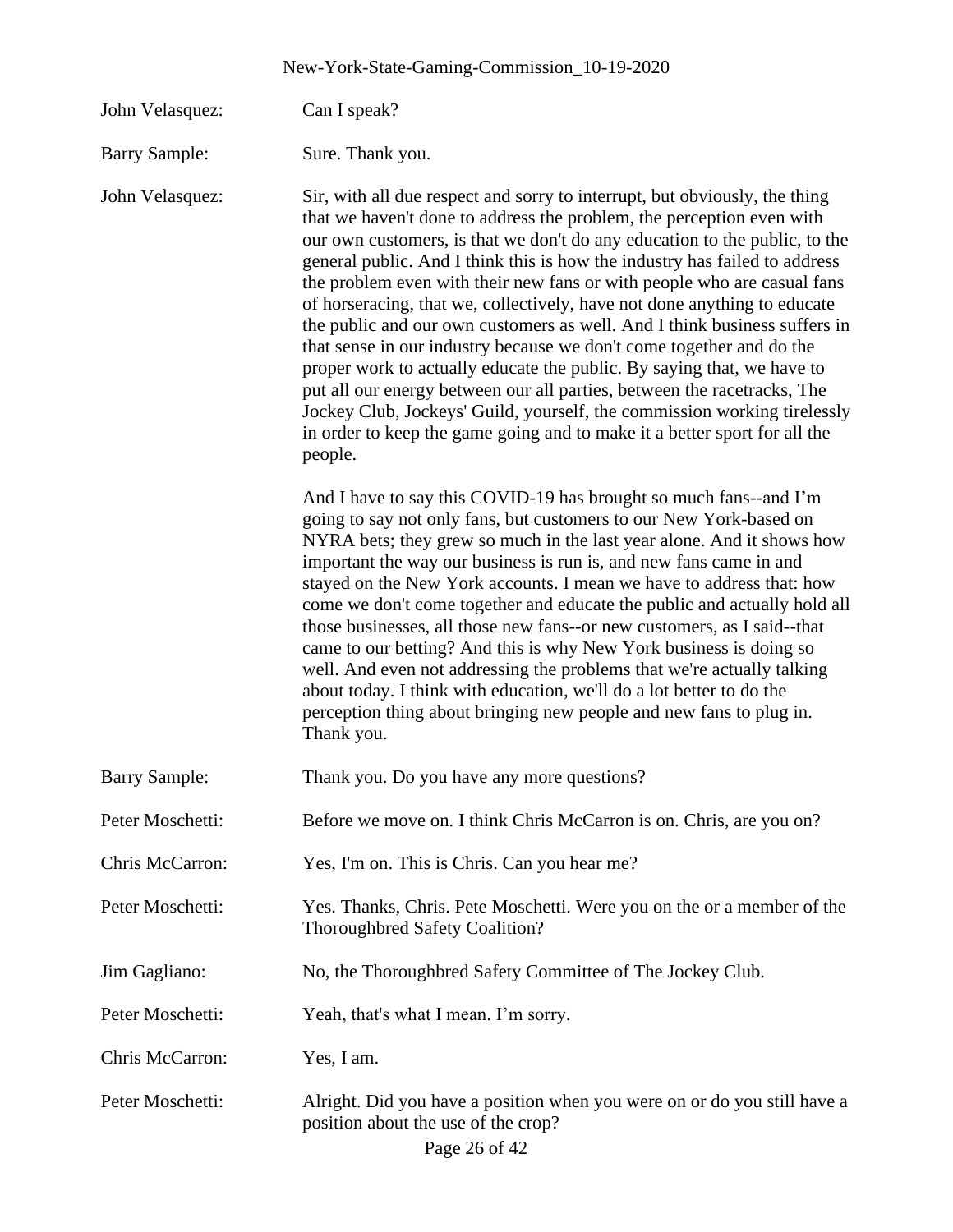John Velasquez: Can I speak?

Barry Sample: Sure. Thank you.

John Velasquez: Sir, with all due respect and sorry to interrupt, but obviously, the thing that we haven't done to address the problem, the perception even with our own customers, is that we don't do any education to the public, to the general public. And I think this is how the industry has failed to address the problem even with their new fans or with people who are casual fans of horseracing, that we, collectively, have not done anything to educate the public and our own customers as well. And I think business suffers in that sense in our industry because we don't come together and do the proper work to actually educate the public. By saying that, we have to put all our energy between our all parties, between the racetracks, The Jockey Club, Jockeys' Guild, yourself, the commission working tirelessly in order to keep the game going and to make it a better sport for all the people.

And I have to say this COVID-19 has brought so much fans--and I'm going to say not only fans, but customers to our New York-based on NYRA bets; they grew so much in the last year alone. And it shows how important the way our business is run is, and new fans came in and stayed on the New York accounts. I mean we have to address that: how come we don't come together and educate the public and actually hold all those businesses, all those new fans--or new customers, as I said--that came to our betting? And this is why New York business is doing so well. And even not addressing the problems that we're actually talking about today. I think with education, we'll do a lot better to do the perception thing about bringing new people and new fans to plug in. Thank you.

Barry Sample: Thank you. Do you have any more questions?

Peter Moschetti: Before we move on. I think Chris McCarron is on. Chris, are you on?

Chris McCarron: Yes, I'm on. This is Chris. Can you hear me?

Peter Moschetti: Yes. Thanks, Chris. Pete Moschetti. Were you on the or a member of the Thoroughbred Safety Coalition?

Jim Gagliano: No, the Thoroughbred Safety Committee of The Jockey Club.

Peter Moschetti: Yeah, that's what I mean. I'm sorry.

Chris McCarron: Yes, I am.

Peter Moschetti: Alright. Did you have a position when you were on or do you still have a position about the use of the crop?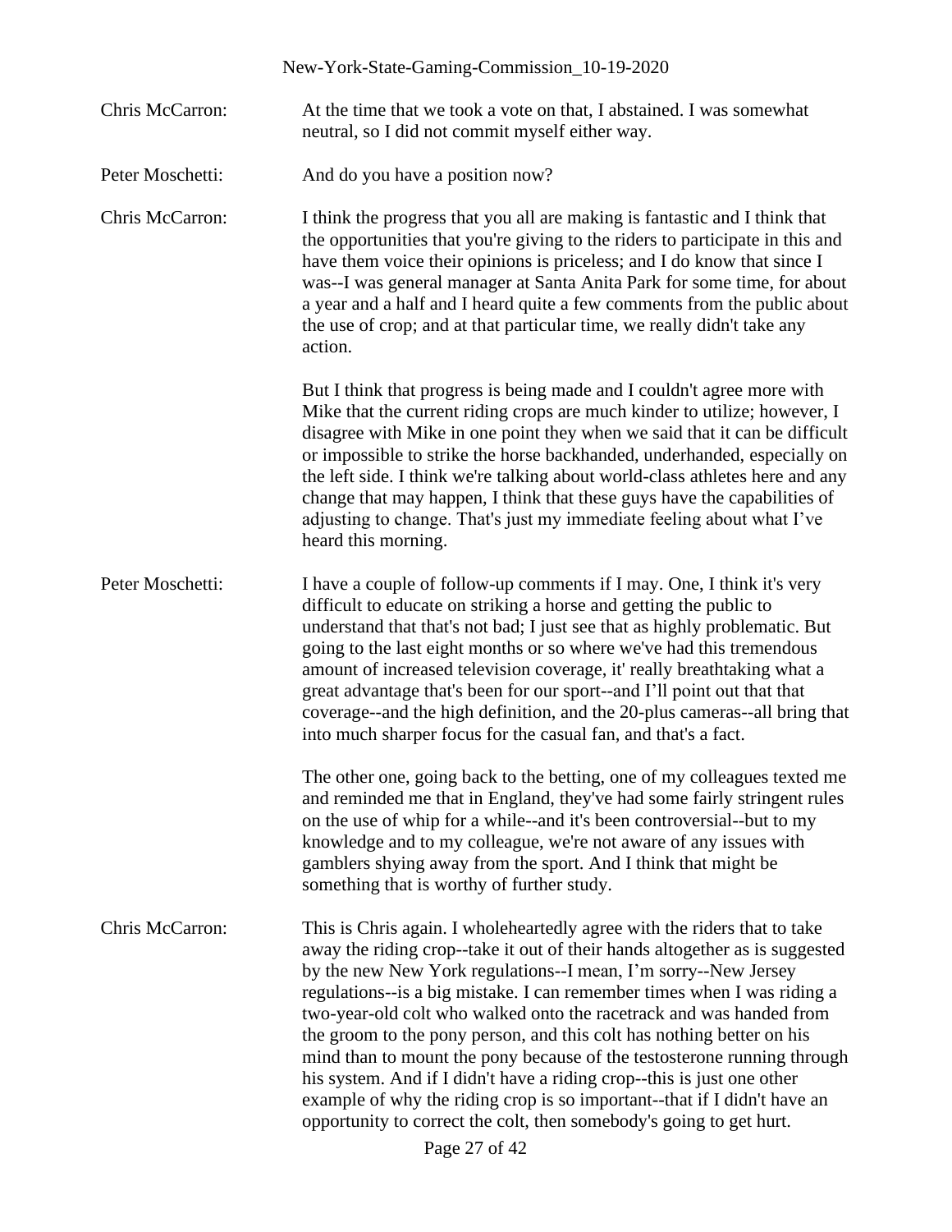Chris McCarron: At the time that we took a vote on that, I abstained. I was somewhat neutral, so I did not commit myself either way.

Peter Moschetti: And do you have a position now?

Chris McCarron: I think the progress that you all are making is fantastic and I think that the opportunities that you're giving to the riders to participate in this and have them voice their opinions is priceless; and I do know that since I was--I was general manager at Santa Anita Park for some time, for about a year and a half and I heard quite a few comments from the public about the use of crop; and at that particular time, we really didn't take any action.

But I think that progress is being made and I couldn't agree more with Mike that the current riding crops are much kinder to utilize; however, I disagree with Mike in one point they when we said that it can be difficult or impossible to strike the horse backhanded, underhanded, especially on the left side. I think we're talking about world-class athletes here and any change that may happen, I think that these guys have the capabilities of adjusting to change. That's just my immediate feeling about what I've heard this morning.

Peter Moschetti: I have a couple of follow-up comments if I may. One, I think it's very difficult to educate on striking a horse and getting the public to understand that that's not bad; I just see that as highly problematic. But going to the last eight months or so where we've had this tremendous amount of increased television coverage, it' really breathtaking what a great advantage that's been for our sport--and I'll point out that that coverage--and the high definition, and the 20-plus cameras--all bring that into much sharper focus for the casual fan, and that's a fact.

The other one, going back to the betting, one of my colleagues texted me and reminded me that in England, they've had some fairly stringent rules on the use of whip for a while--and it's been controversial--but to my knowledge and to my colleague, we're not aware of any issues with gamblers shying away from the sport. And I think that might be something that is worthy of further study.

Chris McCarron: This is Chris again. I wholeheartedly agree with the riders that to take away the riding crop--take it out of their hands altogether as is suggested by the new New York regulations--I mean, I'm sorry--New Jersey regulations--is a big mistake. I can remember times when I was riding a two-year-old colt who walked onto the racetrack and was handed from the groom to the pony person, and this colt has nothing better on his mind than to mount the pony because of the testosterone running through his system. And if I didn't have a riding crop--this is just one other example of why the riding crop is so important--that if I didn't have an opportunity to correct the colt, then somebody's going to get hurt.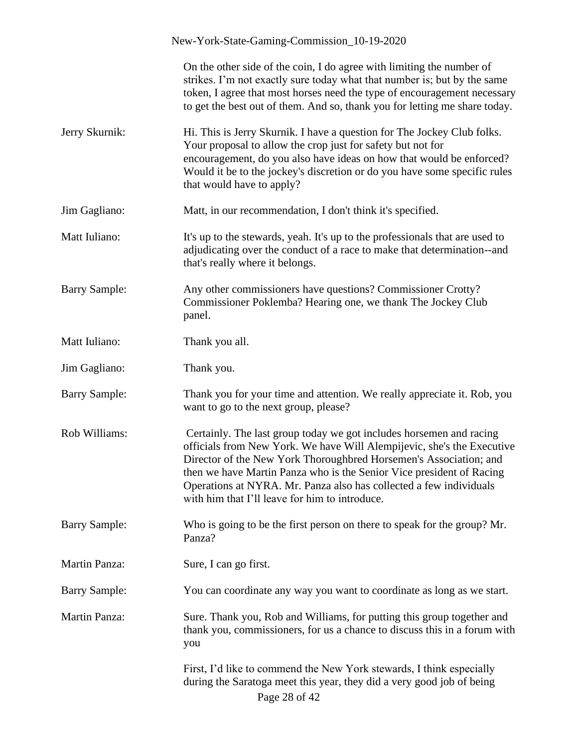On the other side of the coin, I do agree with limiting the number of strikes. I'm not exactly sure today what that number is; but by the same token, I agree that most horses need the type of encouragement necessary to get the best out of them. And so, thank you for letting me share today.

Jerry Skurnik: Hi. This is Jerry Skurnik. I have a question for The Jockey Club folks. Your proposal to allow the crop just for safety but not for encouragement, do you also have ideas on how that would be enforced? Would it be to the jockey's discretion or do you have some specific rules that would have to apply?

Jim Gagliano: Matt, in our recommendation, I don't think it's specified.

Matt Iuliano: It's up to the stewards, yeah. It's up to the professionals that are used to adjudicating over the conduct of a race to make that determination--and that's really where it belongs.

Barry Sample: Any other commissioners have questions? Commissioner Crotty? Commissioner Poklemba? Hearing one, we thank The Jockey Club panel.

Matt Iuliano: Thank you all.

Jim Gagliano: Thank you.

Barry Sample: Thank you for your time and attention. We really appreciate it. Rob, you want to go to the next group, please?

Rob Williams: Certainly. The last group today we got includes horsemen and racing officials from New York. We have Will Alempijevic, she's the Executive Director of the New York Thoroughbred Horsemen's Association; and then we have Martin Panza who is the Senior Vice president of Racing Operations at NYRA. Mr. Panza also has collected a few individuals with him that I'll leave for him to introduce.

Barry Sample: Who is going to be the first person on there to speak for the group? Mr. Panza?

Martin Panza: Sure, I can go first.

Barry Sample: You can coordinate any way you want to coordinate as long as we start.

Martin Panza: Sure. Thank you, Rob and Williams, for putting this group together and thank you, commissioners, for us a chance to discuss this in a forum with you

First, I'd like to commend the New York stewards, I think especially during the Saratoga meet this year, they did a very good job of being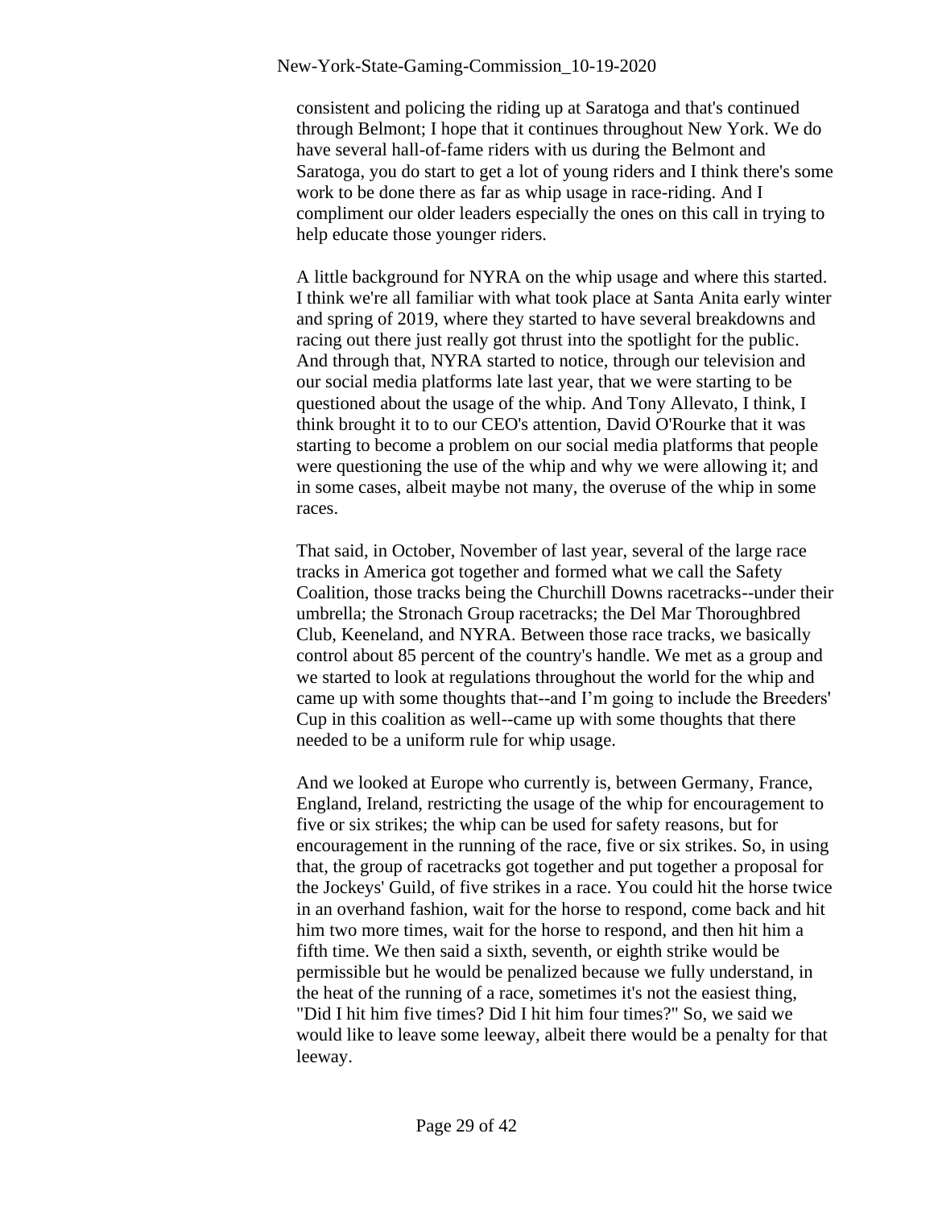consistent and policing the riding up at Saratoga and that's continued through Belmont; I hope that it continues throughout New York. We do have several hall-of-fame riders with us during the Belmont and Saratoga, you do start to get a lot of young riders and I think there's some work to be done there as far as whip usage in race-riding. And I compliment our older leaders especially the ones on this call in trying to help educate those younger riders.

A little background for NYRA on the whip usage and where this started. I think we're all familiar with what took place at Santa Anita early winter and spring of 2019, where they started to have several breakdowns and racing out there just really got thrust into the spotlight for the public. And through that, NYRA started to notice, through our television and our social media platforms late last year, that we were starting to be questioned about the usage of the whip. And Tony Allevato, I think, I think brought it to to our CEO's attention, David O'Rourke that it was starting to become a problem on our social media platforms that people were questioning the use of the whip and why we were allowing it; and in some cases, albeit maybe not many, the overuse of the whip in some races.

That said, in October, November of last year, several of the large race tracks in America got together and formed what we call the Safety Coalition, those tracks being the Churchill Downs racetracks--under their umbrella; the Stronach Group racetracks; the Del Mar Thoroughbred Club, Keeneland, and NYRA. Between those race tracks, we basically control about 85 percent of the country's handle. We met as a group and we started to look at regulations throughout the world for the whip and came up with some thoughts that--and I'm going to include the Breeders' Cup in this coalition as well--came up with some thoughts that there needed to be a uniform rule for whip usage.

And we looked at Europe who currently is, between Germany, France, England, Ireland, restricting the usage of the whip for encouragement to five or six strikes; the whip can be used for safety reasons, but for encouragement in the running of the race, five or six strikes. So, in using that, the group of racetracks got together and put together a proposal for the Jockeys' Guild, of five strikes in a race. You could hit the horse twice in an overhand fashion, wait for the horse to respond, come back and hit him two more times, wait for the horse to respond, and then hit him a fifth time. We then said a sixth, seventh, or eighth strike would be permissible but he would be penalized because we fully understand, in the heat of the running of a race, sometimes it's not the easiest thing, "Did I hit him five times? Did I hit him four times?" So, we said we would like to leave some leeway, albeit there would be a penalty for that leeway.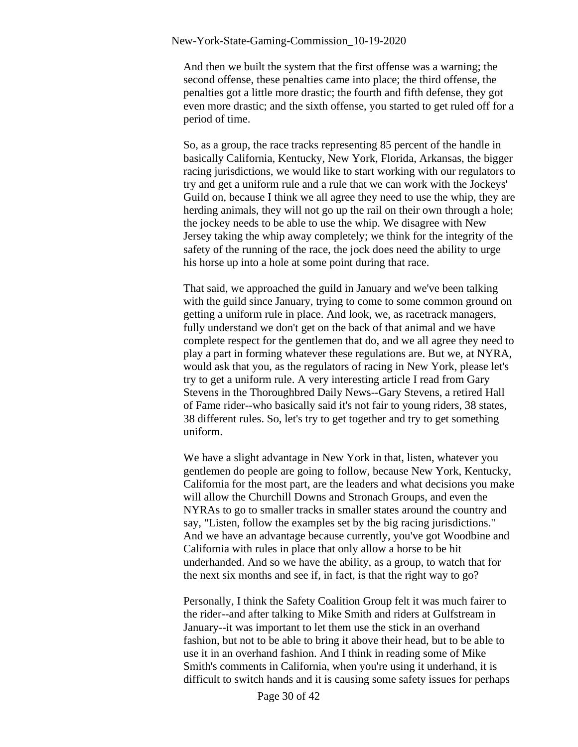And then we built the system that the first offense was a warning; the second offense, these penalties came into place; the third offense, the penalties got a little more drastic; the fourth and fifth defense, they got even more drastic; and the sixth offense, you started to get ruled off for a period of time.

So, as a group, the race tracks representing 85 percent of the handle in basically California, Kentucky, New York, Florida, Arkansas, the bigger racing jurisdictions, we would like to start working with our regulators to try and get a uniform rule and a rule that we can work with the Jockeys' Guild on, because I think we all agree they need to use the whip, they are herding animals, they will not go up the rail on their own through a hole; the jockey needs to be able to use the whip. We disagree with New Jersey taking the whip away completely; we think for the integrity of the safety of the running of the race, the jock does need the ability to urge his horse up into a hole at some point during that race.

That said, we approached the guild in January and we've been talking with the guild since January, trying to come to some common ground on getting a uniform rule in place. And look, we, as racetrack managers, fully understand we don't get on the back of that animal and we have complete respect for the gentlemen that do, and we all agree they need to play a part in forming whatever these regulations are. But we, at NYRA, would ask that you, as the regulators of racing in New York, please let's try to get a uniform rule. A very interesting article I read from Gary Stevens in the Thoroughbred Daily News--Gary Stevens, a retired Hall of Fame rider--who basically said it's not fair to young riders, 38 states, 38 different rules. So, let's try to get together and try to get something uniform.

We have a slight advantage in New York in that, listen, whatever you gentlemen do people are going to follow, because New York, Kentucky, California for the most part, are the leaders and what decisions you make will allow the Churchill Downs and Stronach Groups, and even the NYRAs to go to smaller tracks in smaller states around the country and say, "Listen, follow the examples set by the big racing jurisdictions." And we have an advantage because currently, you've got Woodbine and California with rules in place that only allow a horse to be hit underhanded. And so we have the ability, as a group, to watch that for the next six months and see if, in fact, is that the right way to go?

Personally, I think the Safety Coalition Group felt it was much fairer to the rider--and after talking to Mike Smith and riders at Gulfstream in January--it was important to let them use the stick in an overhand fashion, but not to be able to bring it above their head, but to be able to use it in an overhand fashion. And I think in reading some of Mike Smith's comments in California, when you're using it underhand, it is difficult to switch hands and it is causing some safety issues for perhaps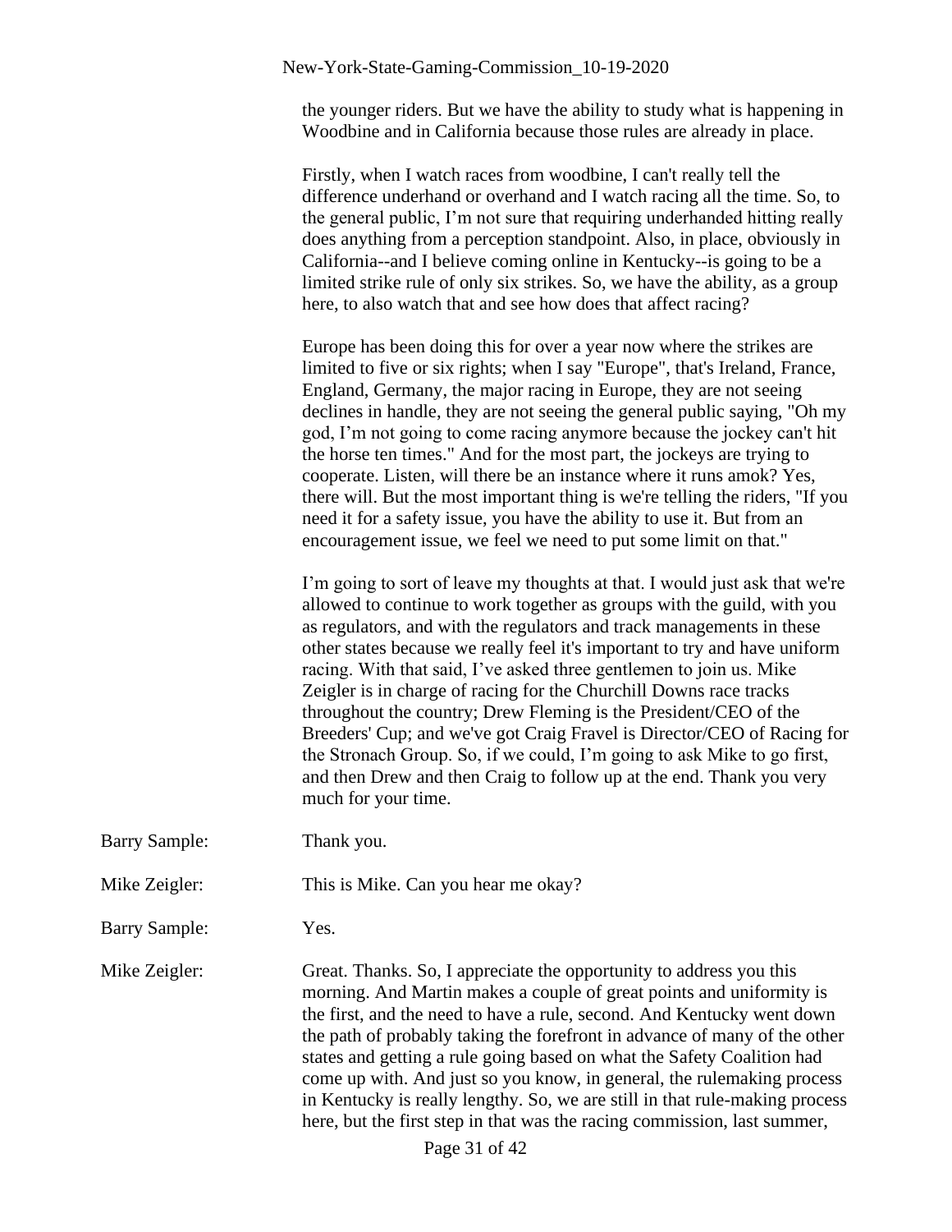the younger riders. But we have the ability to study what is happening in Woodbine and in California because those rules are already in place.

Firstly, when I watch races from woodbine, I can't really tell the difference underhand or overhand and I watch racing all the time. So, to the general public, I'm not sure that requiring underhanded hitting really does anything from a perception standpoint. Also, in place, obviously in California--and I believe coming online in Kentucky--is going to be a limited strike rule of only six strikes. So, we have the ability, as a group here, to also watch that and see how does that affect racing?

Europe has been doing this for over a year now where the strikes are limited to five or six rights; when I say "Europe", that's Ireland, France, England, Germany, the major racing in Europe, they are not seeing declines in handle, they are not seeing the general public saying, "Oh my god, I'm not going to come racing anymore because the jockey can't hit the horse ten times." And for the most part, the jockeys are trying to cooperate. Listen, will there be an instance where it runs amok? Yes, there will. But the most important thing is we're telling the riders, "If you need it for a safety issue, you have the ability to use it. But from an encouragement issue, we feel we need to put some limit on that."

I'm going to sort of leave my thoughts at that. I would just ask that we're allowed to continue to work together as groups with the guild, with you as regulators, and with the regulators and track managements in these other states because we really feel it's important to try and have uniform racing. With that said, I've asked three gentlemen to join us. Mike Zeigler is in charge of racing for the Churchill Downs race tracks throughout the country; Drew Fleming is the President/CEO of the Breeders' Cup; and we've got Craig Fravel is Director/CEO of Racing for the Stronach Group. So, if we could, I'm going to ask Mike to go first, and then Drew and then Craig to follow up at the end. Thank you very much for your time.

Barry Sample: Thank you.

Mike Zeigler: This is Mike. Can you hear me okay?

Barry Sample: Yes.

Mike Zeigler: Great. Thanks. So, I appreciate the opportunity to address you this morning. And Martin makes a couple of great points and uniformity is the first, and the need to have a rule, second. And Kentucky went down the path of probably taking the forefront in advance of many of the other states and getting a rule going based on what the Safety Coalition had come up with. And just so you know, in general, the rulemaking process in Kentucky is really lengthy. So, we are still in that rule-making process here, but the first step in that was the racing commission, last summer,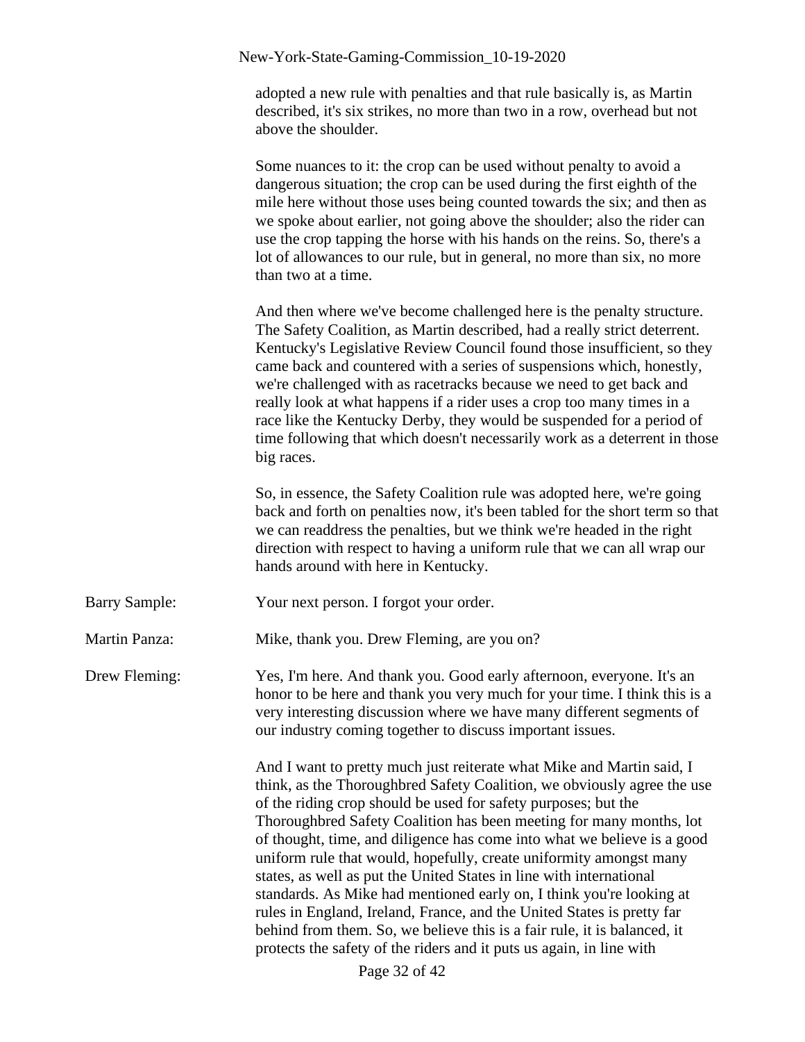adopted a new rule with penalties and that rule basically is, as Martin described, it's six strikes, no more than two in a row, overhead but not above the shoulder.

Some nuances to it: the crop can be used without penalty to avoid a dangerous situation; the crop can be used during the first eighth of the mile here without those uses being counted towards the six; and then as we spoke about earlier, not going above the shoulder; also the rider can use the crop tapping the horse with his hands on the reins. So, there's a lot of allowances to our rule, but in general, no more than six, no more than two at a time.

And then where we've become challenged here is the penalty structure. The Safety Coalition, as Martin described, had a really strict deterrent. Kentucky's Legislative Review Council found those insufficient, so they came back and countered with a series of suspensions which, honestly, we're challenged with as racetracks because we need to get back and really look at what happens if a rider uses a crop too many times in a race like the Kentucky Derby, they would be suspended for a period of time following that which doesn't necessarily work as a deterrent in those big races.

So, in essence, the Safety Coalition rule was adopted here, we're going back and forth on penalties now, it's been tabled for the short term so that we can readdress the penalties, but we think we're headed in the right direction with respect to having a uniform rule that we can all wrap our hands around with here in Kentucky.

Barry Sample: Your next person. I forgot your order.

Martin Panza: Mike, thank you. Drew Fleming, are you on?

Drew Fleming: Yes, I'm here. And thank you. Good early afternoon, everyone. It's an honor to be here and thank you very much for your time. I think this is a very interesting discussion where we have many different segments of our industry coming together to discuss important issues.

And I want to pretty much just reiterate what Mike and Martin said, I think, as the Thoroughbred Safety Coalition, we obviously agree the use of the riding crop should be used for safety purposes; but the Thoroughbred Safety Coalition has been meeting for many months, lot of thought, time, and diligence has come into what we believe is a good uniform rule that would, hopefully, create uniformity amongst many states, as well as put the United States in line with international standards. As Mike had mentioned early on, I think you're looking at rules in England, Ireland, France, and the United States is pretty far behind from them. So, we believe this is a fair rule, it is balanced, it protects the safety of the riders and it puts us again, in line with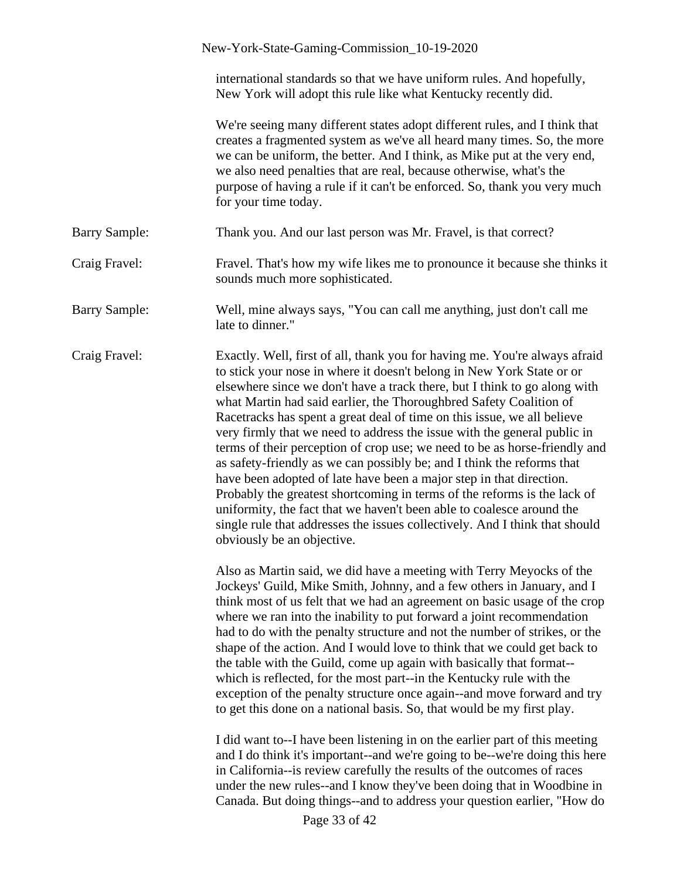international standards so that we have uniform rules. And hopefully, New York will adopt this rule like what Kentucky recently did.

We're seeing many different states adopt different rules, and I think that creates a fragmented system as we've all heard many times. So, the more we can be uniform, the better. And I think, as Mike put at the very end, we also need penalties that are real, because otherwise, what's the purpose of having a rule if it can't be enforced. So, thank you very much for your time today.

**Barry Sample:** Thank you. And our last person was Mr. Fravel, is that correct?

**Craig Fravel:** Fravel. That's how my wife likes me to pronounce it because she thinks it sounds much more sophisticated.

**Barry Sample:** Well, mine always says, "You can call me anything, just don't call me late to dinner."

**Craig Fravel:** Exactly. Well, first of all, thank you for having me. You're always afraid to stick your nose in where it doesn't belong in New York State or or elsewhere since we don't have a track there, but I think to go along with what Martin had said earlier, the Thoroughbred Safety Coalition of Racetracks has spent a great deal of time on this issue, we all believe very firmly that we need to address the issue with the general public in terms of their perception of crop use; we need to be as horse-friendly and as safety-friendly as we can possibly be; and I think the reforms that have been adopted of late have been a major step in that direction. Probably the greatest shortcoming in terms of the reforms is the lack of uniformity, the fact that we haven't been able to coalesce around the single rule that addresses the issues collectively. And I think that should obviously be an objective.

Also as Martin said, we did have a meeting with Terry Meyocks of the Jockeys' Guild, Mike Smith, Johnny, and a few others in January, and I think most of us felt that we had an agreement on basic usage of the crop where we ran into the inability to put forward a joint recommendation had to do with the penalty structure and not the number of strikes, or the shape of the action. And I would love to think that we could get back to the table with the Guild, come up again with basically that format--which is reflected, for the most part--in the Kentucky rule with the exception of the penalty structure once again--and move forward and try to get this done on a national basis. So, that would be my first play.

I did want to--I have been listening in on the earlier part of this meeting and I do think it's important--and we're going to be--we're doing this here in California--is review carefully the results of the outcomes of races under the new rules--and I know they've been doing that in Woodbine in Canada. But doing things--and to address your question earlier, "How do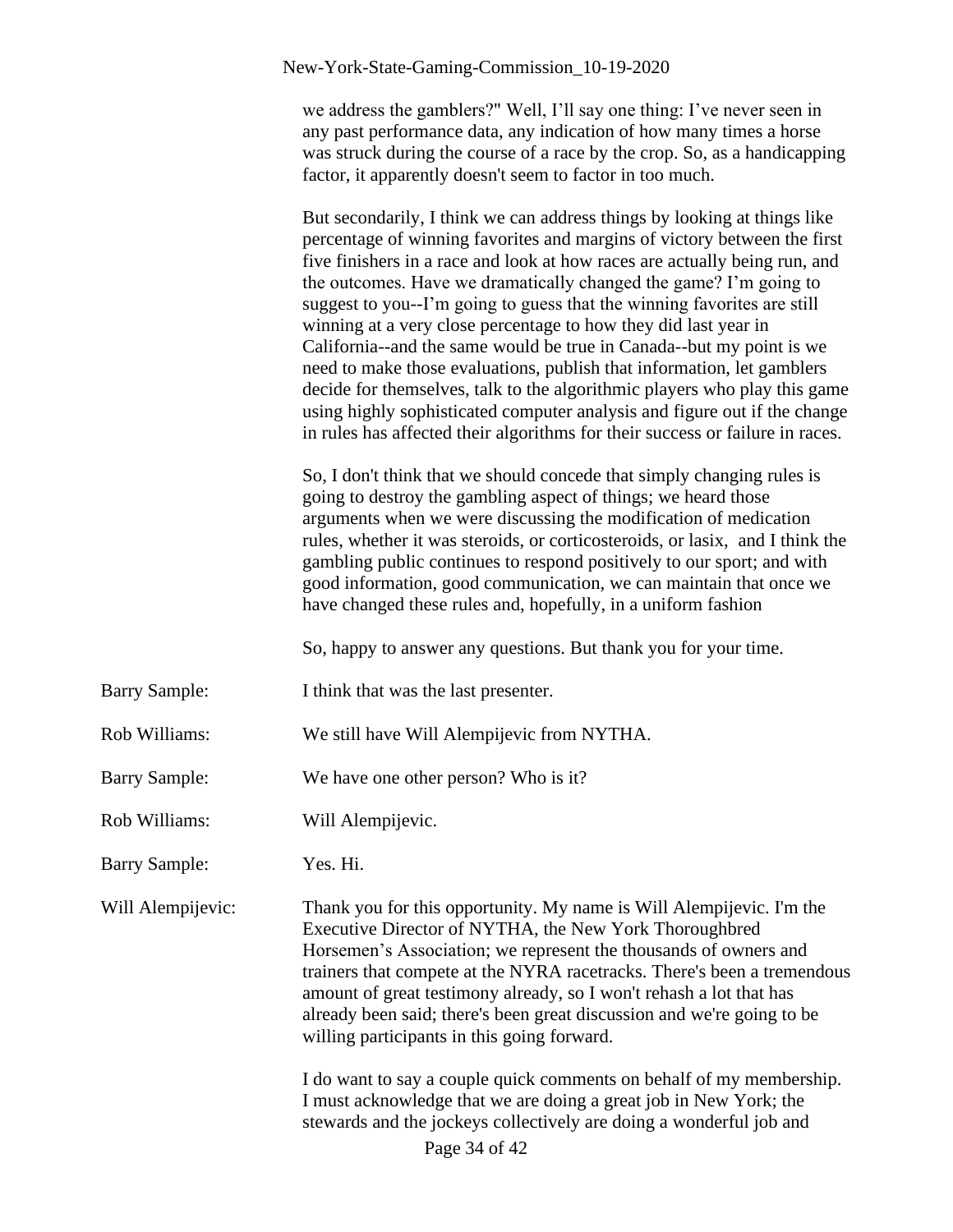we address the gamblers?" Well, I'll say one thing: I've never seen in any past performance data, any indication of how many times a horse was struck during the course of a race by the crop. So, as a handicapping factor, it apparently doesn't seem to factor in too much.

But secondarily, I think we can address things by looking at things like percentage of winning favorites and margins of victory between the first five finishers in a race and look at how races are actually being run, and the outcomes. Have we dramatically changed the game? I'm going to suggest to you--I'm going to guess that the winning favorites are still winning at a very close percentage to how they did last year in California--and the same would be true in Canada--but my point is we need to make those evaluations, publish that information, let gamblers decide for themselves, talk to the algorithmic players who play this game using highly sophisticated computer analysis and figure out if the change in rules has affected their algorithms for their success or failure in races.

So, I don't think that we should concede that simply changing rules is going to destroy the gambling aspect of things; we heard those arguments when we were discussing the modification of medication rules, whether it was steroids, or corticosteroids, or lasix, and I think the gambling public continues to respond positively to our sport; and with good information, good communication, we can maintain that once we have changed these rules and, hopefully, in a uniform fashion

So, happy to answer any questions. But thank you for your time.

Barry Sample: I think that was the last presenter.

Rob Williams: We still have Will Alempijevic from NYTHA.

Barry Sample: We have one other person? Who is it?

Rob Williams: Will Alempijevic.

Barry Sample: Yes. Hi.

Will Alempijevic: Thank you for this opportunity. My name is Will Alempijevic. I'm the Executive Director of NYTHA, the New York Thoroughbred Horsemen's Association; we represent the thousands of owners and trainers that compete at the NYRA racetracks. There's been a tremendous amount of great testimony already, so I won't rehash a lot that has already been said; there's been great discussion and we're going to be willing participants in this going forward.

I do want to say a couple quick comments on behalf of my membership. I must acknowledge that we are doing a great job in New York; the stewards and the jockeys collectively are doing a wonderful job and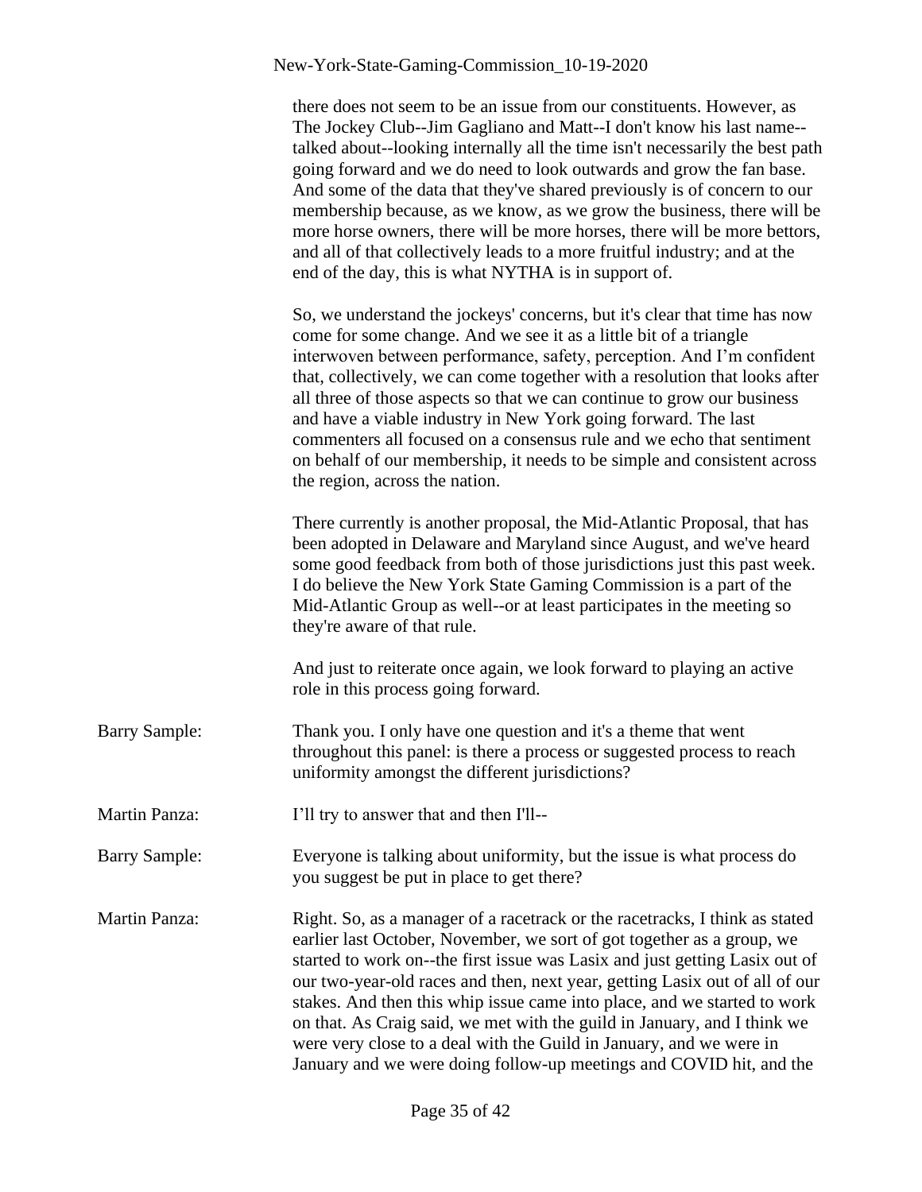there does not seem to be an issue from our constituents. However, as The Jockey Club--Jim Gagliano and Matt--I don't know his last name--talked about--looking internally all the time isn't necessarily the best path going forward and we do need to look outwards and grow the fan base. And some of the data that they've shared previously is of concern to our membership because, as we know, as we grow the business, there will be more horse owners, there will be more horses, there will be more bettors, and all of that collectively leads to a more fruitful industry; and at the end of the day, this is what NYTHA is in support of.

So, we understand the jockeys' concerns, but it's clear that time has now come for some change. And we see it as a little bit of a triangle interwoven between performance, safety, perception. And I'm confident that, collectively, we can come together with a resolution that looks after all three of those aspects so that we can continue to grow our business and have a viable industry in New York going forward. The last commenters all focused on a consensus rule and we echo that sentiment on behalf of our membership, it needs to be simple and consistent across the region, across the nation.

There currently is another proposal, the Mid-Atlantic Proposal, that has been adopted in Delaware and Maryland since August, and we've heard some good feedback from both of those jurisdictions just this past week. I do believe the New York State Gaming Commission is a part of the Mid-Atlantic Group as well--or at least participates in the meeting so they're aware of that rule.

And just to reiterate once again, we look forward to playing an active role in this process going forward.

Barry Sample: Thank you. I only have one question and it's a theme that went throughout this panel: is there a process or suggested process to reach uniformity amongst the different jurisdictions?

Martin Panza: I'll try to answer that and then I'll--

Barry Sample: Everyone is talking about uniformity, but the issue is what process do you suggest be put in place to get there?

Martin Panza: Right. So, as a manager of a racetrack or the racetracks, I think as stated earlier last October, November, we sort of got together as a group, we started to work on--the first issue was Lasix and just getting Lasix out of our two-year-old races and then, next year, getting Lasix out of all of our stakes. And then this whip issue came into place, and we started to work on that. As Craig said, we met with the guild in January, and I think we were very close to a deal with the Guild in January, and we were in January and we were doing follow-up meetings and COVID hit, and the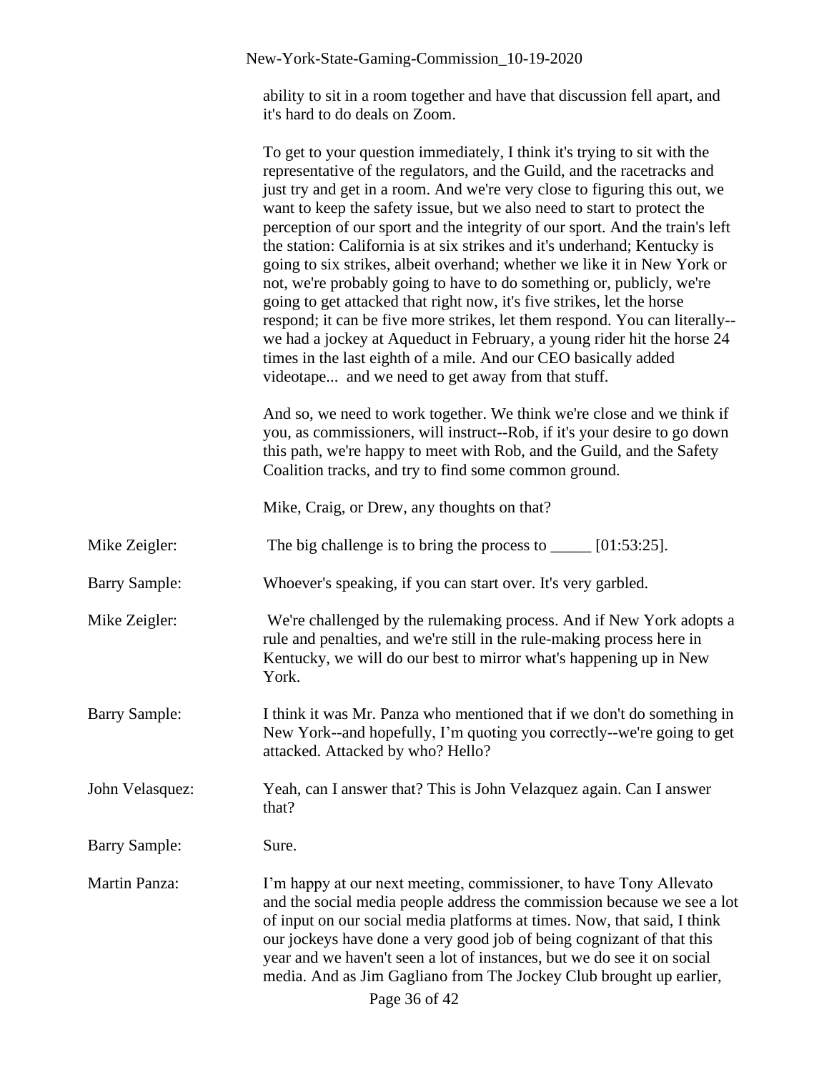ability to sit in a room together and have that discussion fell apart, and it's hard to do deals on Zoom.

To get to your question immediately, I think it's trying to sit with the representative of the regulators, and the Guild, and the racetracks and just try and get in a room. And we're very close to figuring this out, we want to keep the safety issue, but we also need to start to protect the perception of our sport and the integrity of our sport. And the train's left the station: California is at six strikes and it's underhand; Kentucky is going to six strikes, albeit overhand; whether we like it in New York or not, we're probably going to have to do something or, publicly, we're going to get attacked that right now, it's five strikes, let the horse respond; it can be five more strikes, let them respond. You can literally--we had a jockey at Aqueduct in February, a young rider hit the horse 24 times in the last eighth of a mile. And our CEO basically added videotape... and we need to get away from that stuff.

And so, we need to work together. We think we're close and we think if you, as commissioners, will instruct--Rob, if it's your desire to go down this path, we're happy to meet with Rob, and the Guild, and the Safety Coalition tracks, and try to find some common ground.

Mike, Craig, or Drew, any thoughts on that?

Mike Zeigler: The big challenge is to bring the process to _____ [01:53:25].

Barry Sample: Whoever's speaking, if you can start over. It's very garbled.

Mike Zeigler: We're challenged by the rulemaking process. And if New York adopts a rule and penalties, and we're still in the rule-making process here in Kentucky, we will do our best to mirror what's happening up in New York.

Barry Sample: I think it was Mr. Panza who mentioned that if we don't do something in New York--and hopefully, I'm quoting you correctly--we're going to get attacked. Attacked by who? Hello?

John Velasquez: Yeah, can I answer that? This is John Velazquez again. Can I answer that?

Barry Sample: Sure.

Martin Panza: I'm happy at our next meeting, commissioner, to have Tony Allevato and the social media people address the commission because we see a lot of input on our social media platforms at times. Now, that said, I think our jockeys have done a very good job of being cognizant of that this year and we haven't seen a lot of instances, but we do see it on social media. And as Jim Gagliano from The Jockey Club brought up earlier,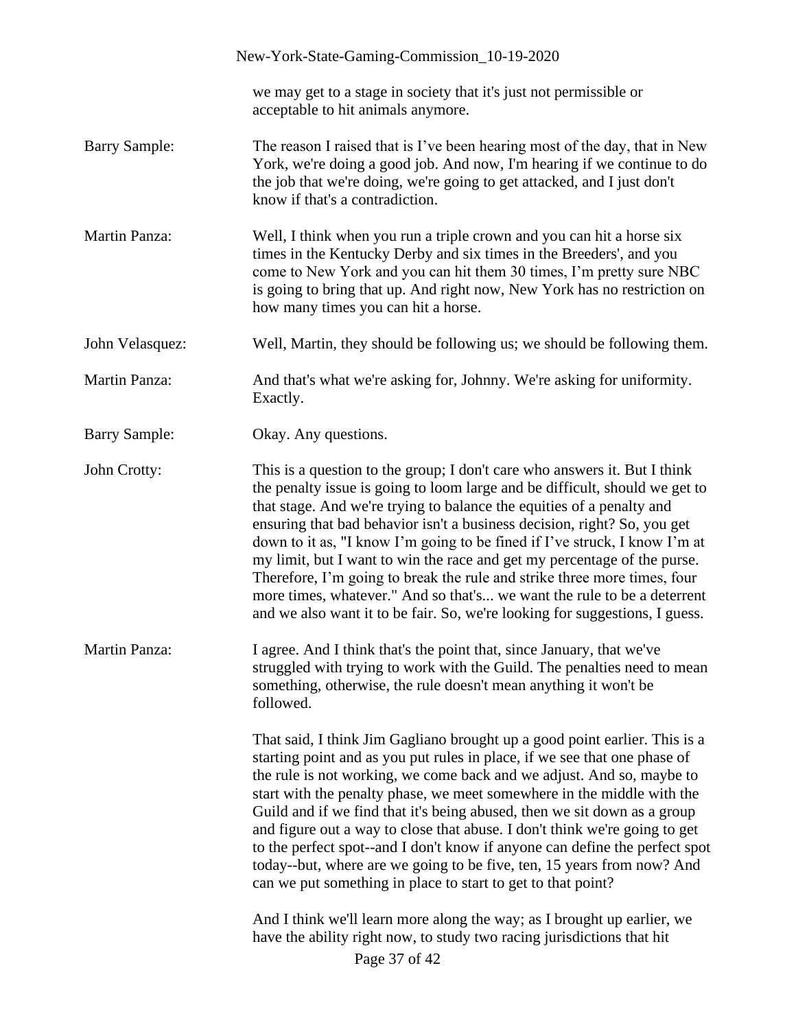we may get to a stage in society that it's just not permissible or acceptable to hit animals anymore.

Barry Sample: The reason I raised that is I've been hearing most of the day, that in New York, we're doing a good job. And now, I'm hearing if we continue to do the job that we're doing, we're going to get attacked, and I just don't know if that's a contradiction.

Martin Panza: Well, I think when you run a triple crown and you can hit a horse six times in the Kentucky Derby and six times in the Breeders', and you come to New York and you can hit them 30 times, I'm pretty sure NBC is going to bring that up. And right now, New York has no restriction on how many times you can hit a horse.

John Velasquez: Well, Martin, they should be following us; we should be following them.

Martin Panza: And that's what we're asking for, Johnny. We're asking for uniformity. Exactly.

Barry Sample: Okay. Any questions.

John Crotty: This is a question to the group; I don't care who answers it. But I think the penalty issue is going to loom large and be difficult, should we get to that stage. And we're trying to balance the equities of a penalty and ensuring that bad behavior isn't a business decision, right? So, you get down to it as, "I know I'm going to be fined if I've struck, I know I'm at my limit, but I want to win the race and get my percentage of the purse. Therefore, I'm going to break the rule and strike three more times, four more times, whatever." And so that's... we want the rule to be a deterrent and we also want it to be fair. So, we're looking for suggestions, I guess.

Martin Panza: I agree. And I think that's the point that, since January, that we've struggled with trying to work with the Guild. The penalties need to mean something, otherwise, the rule doesn't mean anything it won't be followed.

That said, I think Jim Gagliano brought up a good point earlier. This is a starting point and as you put rules in place, if we see that one phase of the rule is not working, we come back and we adjust. And so, maybe to start with the penalty phase, we meet somewhere in the middle with the Guild and if we find that it's being abused, then we sit down as a group and figure out a way to close that abuse. I don't think we're going to get to the perfect spot--and I don't know if anyone can define the perfect spot today--but, where are we going to be five, ten, 15 years from now? And can we put something in place to start to get to that point?

And I think we'll learn more along the way; as I brought up earlier, we have the ability right now, to study two racing jurisdictions that hit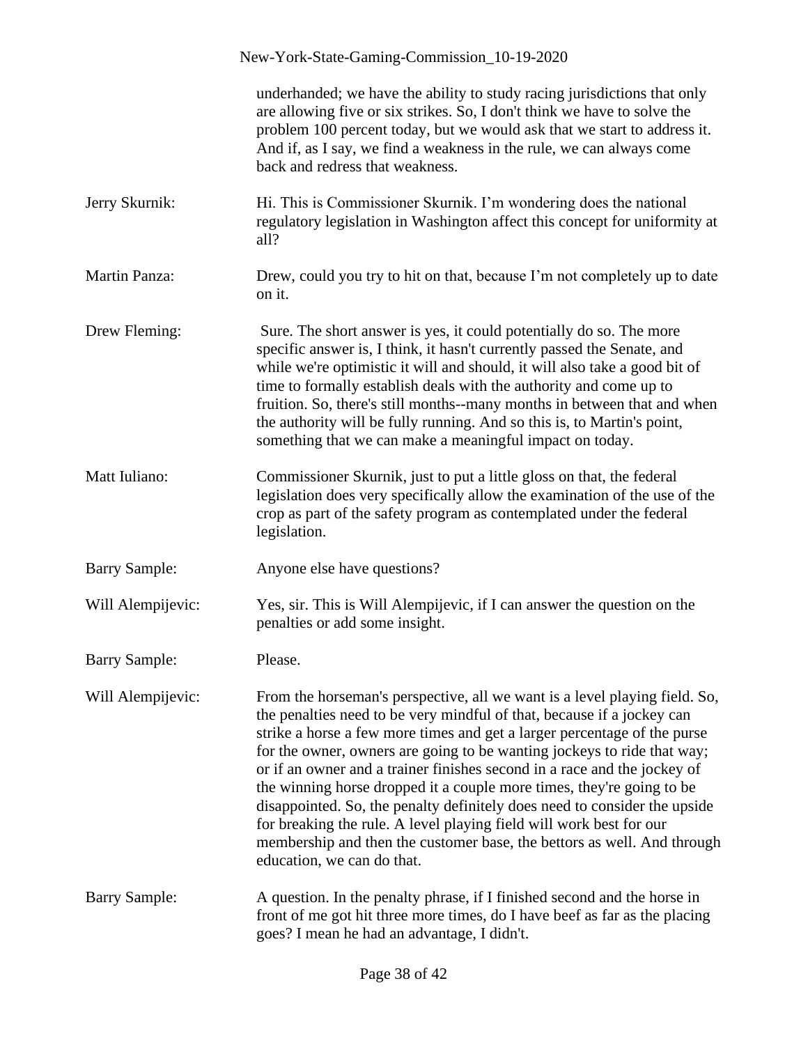underhanded; we have the ability to study racing jurisdictions that only are allowing five or six strikes. So, I don't think we have to solve the problem 100 percent today, but we would ask that we start to address it. And if, as I say, we find a weakness in the rule, we can always come back and redress that weakness.

Jerry Skurnik: Hi. This is Commissioner Skurnik. I'm wondering does the national regulatory legislation in Washington affect this concept for uniformity at all?

Martin Panza: Drew, could you try to hit on that, because I'm not completely up to date on it.

Drew Fleming: Sure. The short answer is yes, it could potentially do so. The more specific answer is, I think, it hasn't currently passed the Senate, and while we're optimistic it will and should, it will also take a good bit of time to formally establish deals with the authority and come up to fruition. So, there's still months--many months in between that and when the authority will be fully running. And so this is, to Martin's point, something that we can make a meaningful impact on today.

Matt Iuliano: Commissioner Skurnik, just to put a little gloss on that, the federal legislation does very specifically allow the examination of the use of the crop as part of the safety program as contemplated under the federal legislation.

Barry Sample: Anyone else have questions?

Will Alempijevic: Yes, sir. This is Will Alempijevic, if I can answer the question on the penalties or add some insight.

Barry Sample: Please.

Will Alempijevic: From the horseman's perspective, all we want is a level playing field. So, the penalties need to be very mindful of that, because if a jockey can strike a horse a few more times and get a larger percentage of the purse for the owner, owners are going to be wanting jockeys to ride that way; or if an owner and a trainer finishes second in a race and the jockey of the winning horse dropped it a couple more times, they're going to be disappointed. So, the penalty definitely does need to consider the upside for breaking the rule. A level playing field will work best for our membership and then the customer base, the bettors as well. And through education, we can do that.

Barry Sample: A question. In the penalty phrase, if I finished second and the horse in front of me got hit three more times, do I have beef as far as the placing goes? I mean he had an advantage, I didn't.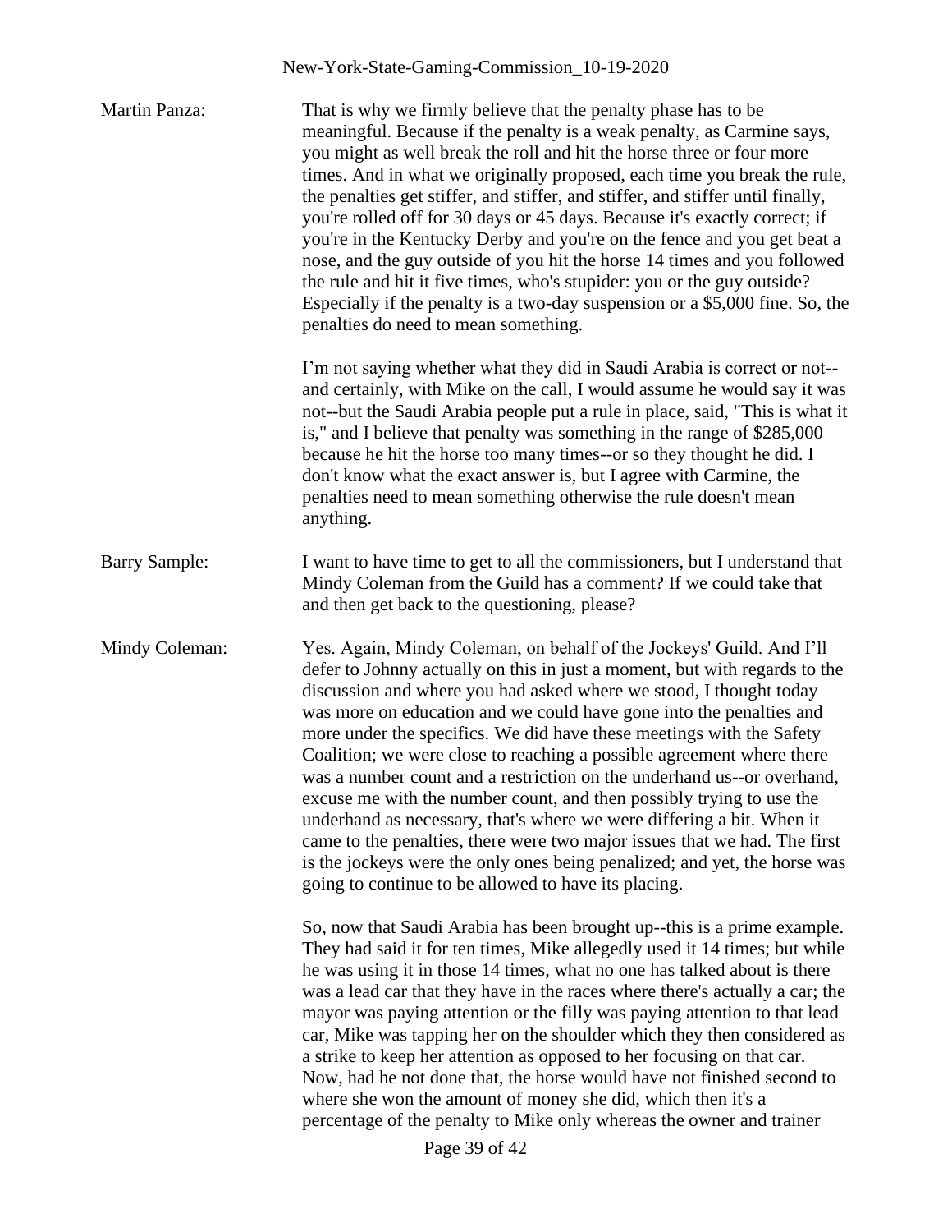**Martin Panza:** That is why we firmly believe that the penalty phase has to be meaningful. Because if the penalty is a weak penalty, as Carmine says, you might as well break the roll and hit the horse three or four more times. And in what we originally proposed, each time you break the rule, the penalties get stiffer, and stiffer, and stiffer, and stiffer until finally, you're rolled off for 30 days or 45 days. Because it's exactly correct; if you're in the Kentucky Derby and you're on the fence and you get beat a nose, and the guy outside of you hit the horse 14 times and you followed the rule and hit it five times, who's stupider: you or the guy outside? Especially if the penalty is a two-day suspension or a $5,000 fine. So, the penalties do need to mean something.

I'm not saying whether what they did in Saudi Arabia is correct or not--and certainly, with Mike on the call, I would assume he would say it was not--but the Saudi Arabia people put a rule in place, said, "This is what it is," and I believe that penalty was something in the range of $285,000 because he hit the horse too many times--or so they thought he did. I don't know what the exact answer is, but I agree with Carmine, the penalties need to mean something otherwise the rule doesn't mean anything.

**Barry Sample:** I want to have time to get to all the commissioners, but I understand that Mindy Coleman from the Guild has a comment? If we could take that and then get back to the questioning, please?

**Mindy Coleman:** Yes. Again, Mindy Coleman, on behalf of the Jockeys' Guild. And I'll defer to Johnny actually on this in just a moment, but with regards to the discussion and where you had asked where we stood, I thought today was more on education and we could have gone into the penalties and more under the specifics. We did have these meetings with the Safety Coalition; we were close to reaching a possible agreement where there was a number count and a restriction on the underhand us--or overhand, excuse me with the number count, and then possibly trying to use the underhand as necessary, that's where we were differing a bit. When it came to the penalties, there were two major issues that we had. The first is the jockeys were the only ones being penalized; and yet, the horse was going to continue to be allowed to have its placing.

So, now that Saudi Arabia has been brought up--this is a prime example. They had said it for ten times, Mike allegedly used it 14 times; but while he was using it in those 14 times, what no one has talked about is there was a lead car that they have in the races where there's actually a car; the mayor was paying attention or the filly was paying attention to that lead car, Mike was tapping her on the shoulder which they then considered as a strike to keep her attention as opposed to her focusing on that car. Now, had he not done that, the horse would have not finished second to where she won the amount of money she did, which then it's a percentage of the penalty to Mike only whereas the owner and trainer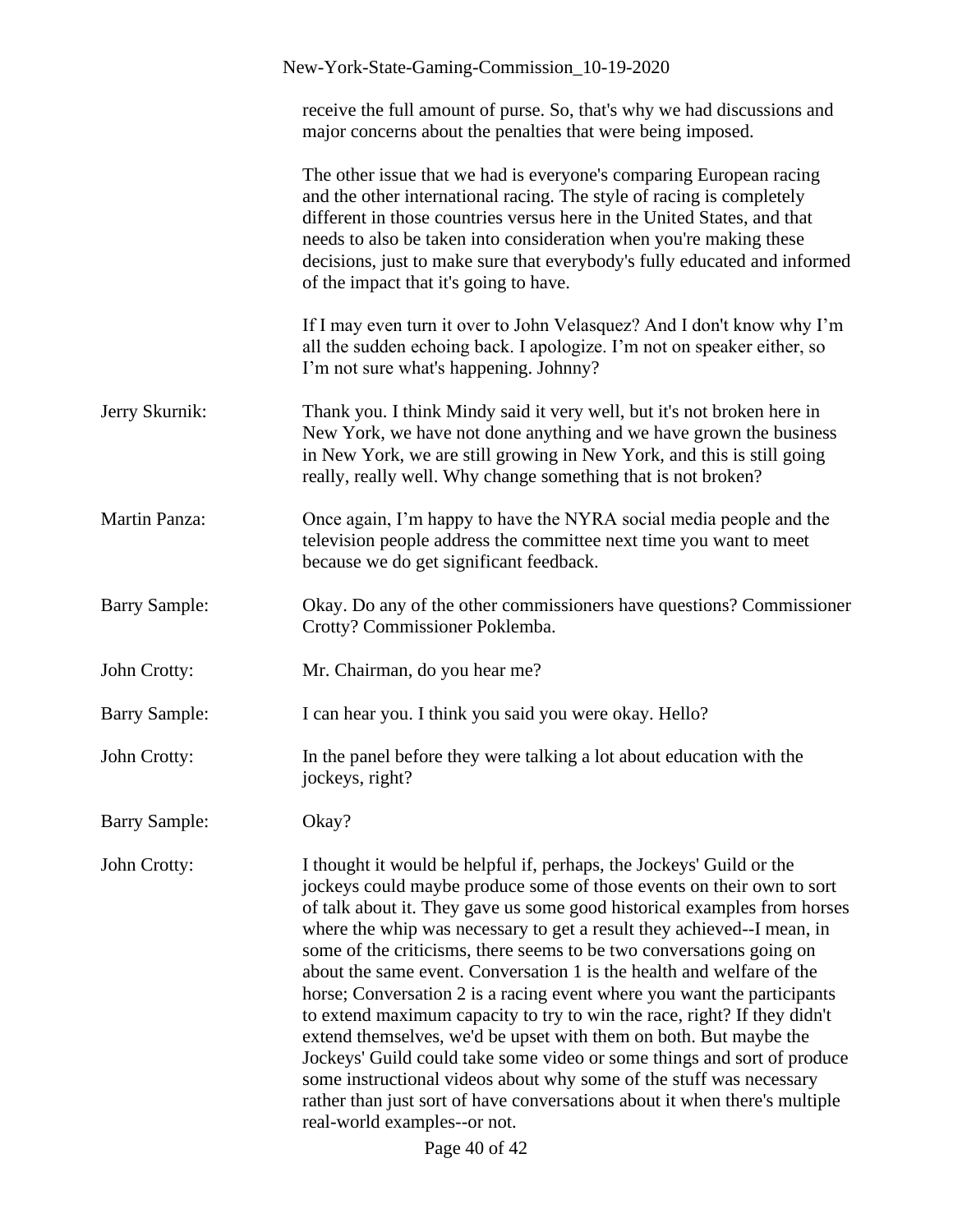receive the full amount of purse. So, that's why we had discussions and major concerns about the penalties that were being imposed.

The other issue that we had is everyone's comparing European racing and the other international racing. The style of racing is completely different in those countries versus here in the United States, and that needs to also be taken into consideration when you're making these decisions, just to make sure that everybody's fully educated and informed of the impact that it's going to have.

If I may even turn it over to John Velasquez? And I don't know why I'm all the sudden echoing back. I apologize. I'm not on speaker either, so I'm not sure what's happening. Johnny?

Jerry Skurnik: Thank you. I think Mindy said it very well, but it's not broken here in New York, we have not done anything and we have grown the business in New York, we are still growing in New York, and this is still going really, really well. Why change something that is not broken?

Martin Panza: Once again, I'm happy to have the NYRA social media people and the television people address the committee next time you want to meet because we do get significant feedback.

Barry Sample: Okay. Do any of the other commissioners have questions? Commissioner Crotty? Commissioner Poklemba.

John Crotty: Mr. Chairman, do you hear me?

Barry Sample: I can hear you. I think you said you were okay. Hello?

John Crotty: In the panel before they were talking a lot about education with the jockeys, right?

Barry Sample: Okay?

John Crotty: I thought it would be helpful if, perhaps, the Jockeys' Guild or the jockeys could maybe produce some of those events on their own to sort of talk about it. They gave us some good historical examples from horses where the whip was necessary to get a result they achieved--I mean, in some of the criticisms, there seems to be two conversations going on about the same event. Conversation 1 is the health and welfare of the horse; Conversation 2 is a racing event where you want the participants to extend maximum capacity to try to win the race, right? If they didn't extend themselves, we'd be upset with them on both. But maybe the Jockeys' Guild could take some video or some things and sort of produce some instructional videos about why some of the stuff was necessary rather than just sort of have conversations about it when there's multiple real-world examples--or not.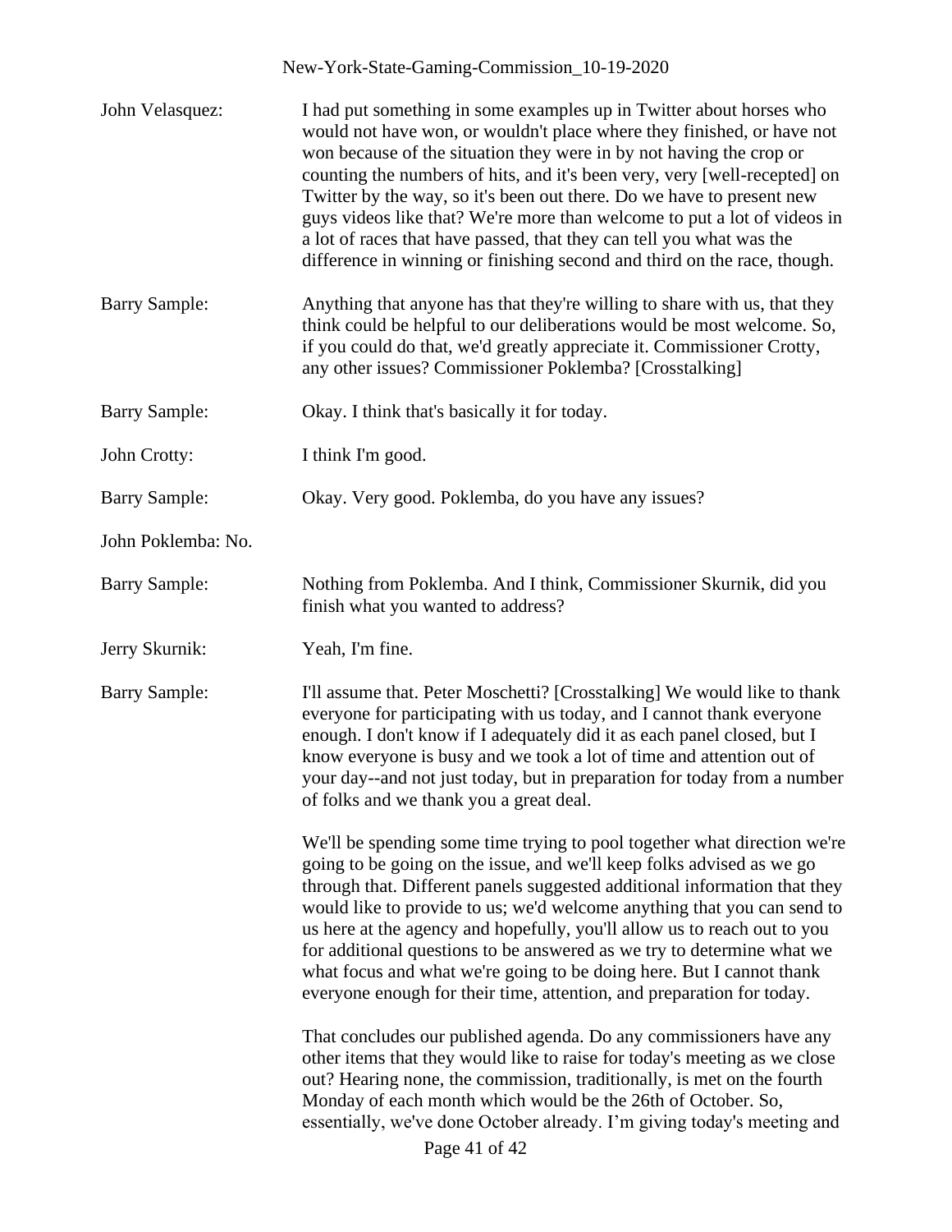John Velasquez: I had put something in some examples up in Twitter about horses who would not have won, or wouldn't place where they finished, or have not won because of the situation they were in by not having the crop or counting the numbers of hits, and it's been very, very [well-recepted] on Twitter by the way, so it's been out there. Do we have to present new guys videos like that? We're more than welcome to put a lot of videos in a lot of races that have passed, that they can tell you what was the difference in winning or finishing second and third on the race, though.

Barry Sample: Anything that anyone has that they're willing to share with us, that they think could be helpful to our deliberations would be most welcome. So, if you could do that, we'd greatly appreciate it. Commissioner Crotty, any other issues? Commissioner Poklemba? [Crosstalking]

Barry Sample: Okay. I think that's basically it for today.

John Crotty: I think I'm good.

Barry Sample: Okay. Very good. Poklemba, do you have any issues?

John Poklemba: No.

Barry Sample: Nothing from Poklemba. And I think, Commissioner Skurnik, did you finish what you wanted to address?

Jerry Skurnik: Yeah, I'm fine.

Barry Sample: I'll assume that. Peter Moschetti? [Crosstalking] We would like to thank everyone for participating with us today, and I cannot thank everyone enough. I don't know if I adequately did it as each panel closed, but I know everyone is busy and we took a lot of time and attention out of your day--and not just today, but in preparation for today from a number of folks and we thank you a great deal.

We'll be spending some time trying to pool together what direction we're going to be going on the issue, and we'll keep folks advised as we go through that. Different panels suggested additional information that they would like to provide to us; we'd welcome anything that you can send to us here at the agency and hopefully, you'll allow us to reach out to you for additional questions to be answered as we try to determine what we what focus and what we're going to be doing here. But I cannot thank everyone enough for their time, attention, and preparation for today.

That concludes our published agenda. Do any commissioners have any other items that they would like to raise for today's meeting as we close out? Hearing none, the commission, traditionally, is met on the fourth Monday of each month which would be the 26th of October. So, essentially, we've done October already. I'm giving today's meeting and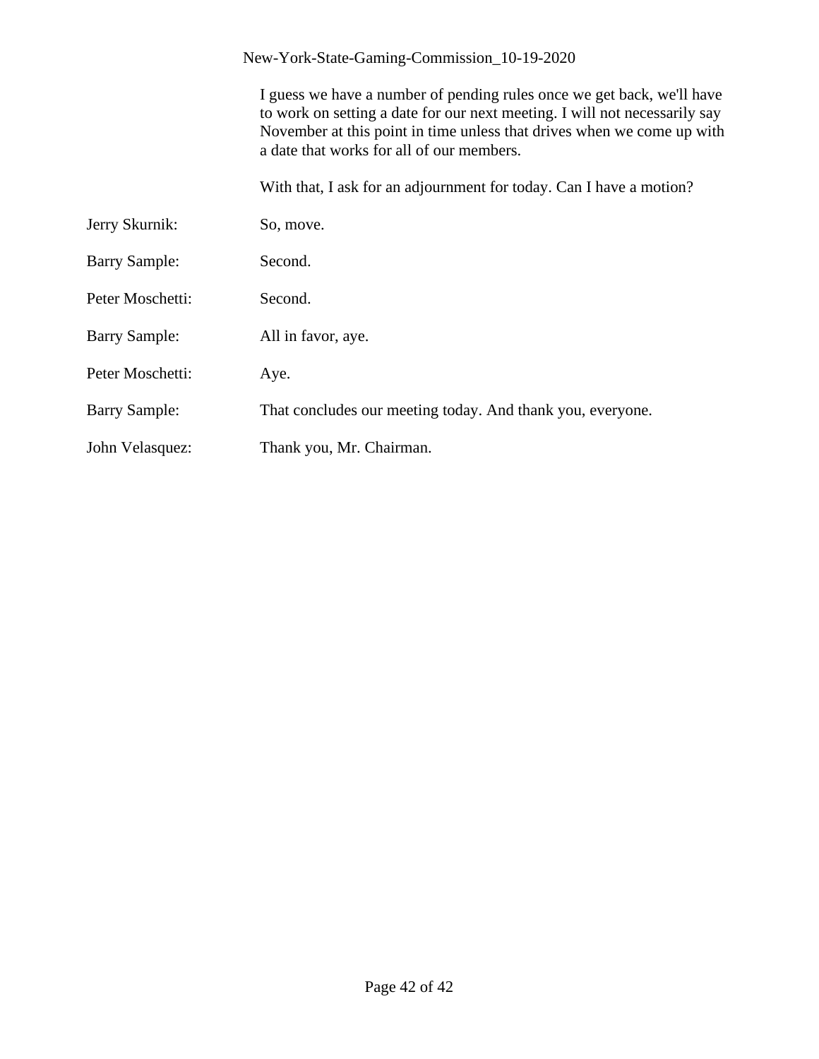I guess we have a number of pending rules once we get back, we'll have to work on setting a date for our next meeting. I will not necessarily say November at this point in time unless that drives when we come up with a date that works for all of our members.

With that, I ask for an adjournment for today. Can I have a motion?

Jerry Skurnik: So, move.

Barry Sample: Second.

Peter Moschetti: Second.

Barry Sample: All in favor, aye.

Peter Moschetti: Aye.

Barry Sample: That concludes our meeting today. And thank you, everyone.

John Velasquez: Thank you, Mr. Chairman.